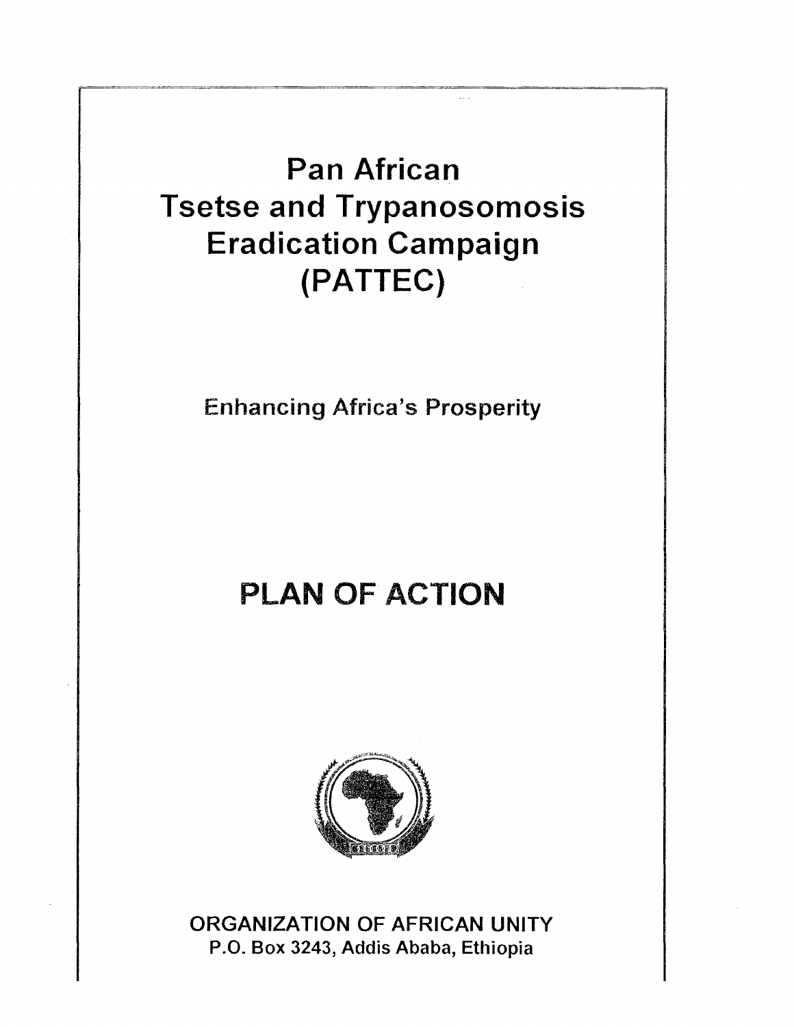# Pan African Tsetse and Trypanosomosis Eradication Campaign (PATTEC)

Enhancing Africa's Prosperity

## PLAN OF ACTION

ORGANIZATION OF AFRICAN UNITY
P.O. Box 3243, Addis Ababa, Ethiopia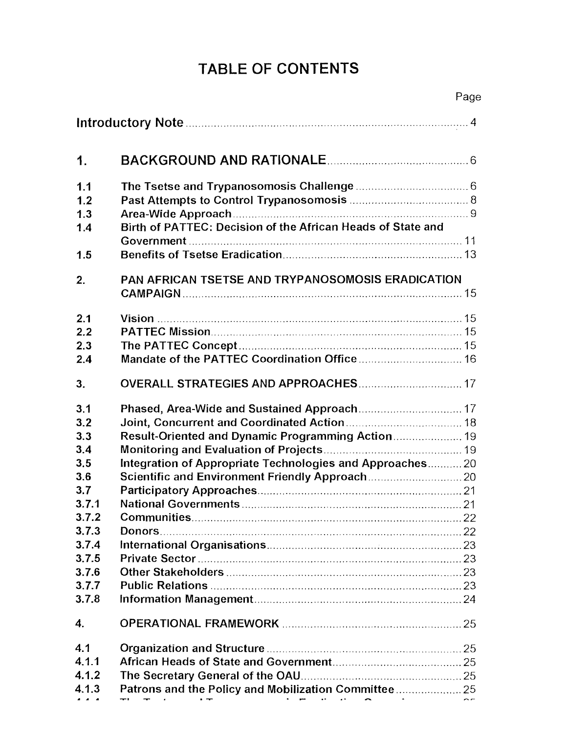# TABLE OF CONTENTS

| | | Page |
|---|---|---|
| **Introductory Note** | | 4 |
| **1.** | **BACKGROUND AND RATIONALE** | 6 |
| 1.1 | The Tsetse and Trypanosomosis Challenge | 6 |
| 1.2 | Past Attempts to Control Trypanosomosis | 8 |
| 1.3 | Area-Wide Approach | 9 |
| 1.4 | Birth of PATTEC: Decision of the African Heads of State and Government | 11 |
| 1.5 | Benefits of Tsetse Eradication | 13 |
| **2.** | **PAN AFRICAN TSETSE AND TRYPANOSOMOSIS ERADICATION CAMPAIGN** | 15 |
| 2.1 | Vision | 15 |
| 2.2 | PATTEC Mission | 15 |
| 2.3 | The PATTEC Concept | 15 |
| 2.4 | Mandate of the PATTEC Coordination Office | 16 |
| **3.** | **OVERALL STRATEGIES AND APPROACHES** | 17 |
| 3.1 | Phased, Area-Wide and Sustained Approach | 17 |
| 3.2 | Joint, Concurrent and Coordinated Action | 18 |
| 3.3 | Result-Oriented and Dynamic Programming Action | 19 |
| 3.4 | Monitoring and Evaluation of Projects | 19 |
| 3.5 | Integration of Appropriate Technologies and Approaches | 20 |
| 3.6 | Scientific and Environment Friendly Approach | 20 |
| 3.7 | Participatory Approaches | 21 |
| 3.7.1 | National Governments | 21 |
| 3.7.2 | Communities | 22 |
| 3.7.3 | Donors | 22 |
| 3.7.4 | International Organisations | 23 |
| 3.7.5 | Private Sector | 23 |
| 3.7.6 | Other Stakeholders | 23 |
| 3.7.7 | Public Relations | 23 |
| 3.7.8 | Information Management | 24 |
| **4.** | **OPERATIONAL FRAMEWORK** | 25 |
| 4.1 | Organization and Structure | 25 |
| 4.1.1 | African Heads of State and Government | 25 |
| 4.1.2 | The Secretary General of the OAU | 25 |
| 4.1.3 | Patrons and the Policy and Mobilization Committee | 25 |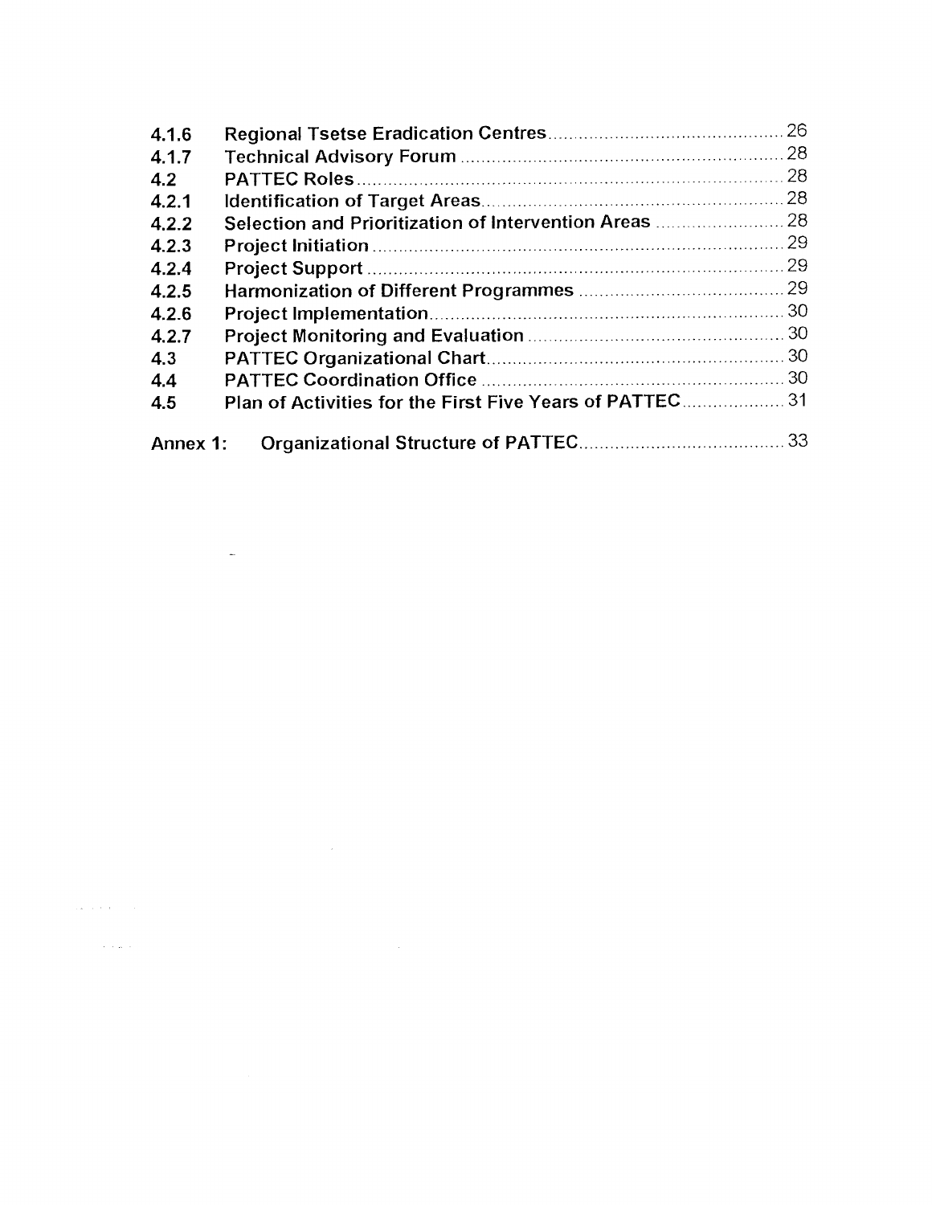| | | |
|---|---|---|
| 4.1.6 | Regional Tsetse Eradication Centres | 26 |
| 4.1.7 | Technical Advisory Forum | 28 |
| 4.2 | PATTEC Roles | 28 |
| 4.2.1 | Identification of Target Areas | 28 |
| 4.2.2 | Selection and Prioritization of Intervention Areas | 28 |
| 4.2.3 | Project Initiation | 29 |
| 4.2.4 | Project Support | 29 |
| 4.2.5 | Harmonization of Different Programmes | 29 |
| 4.2.6 | Project Implementation | 30 |
| 4.2.7 | Project Monitoring and Evaluation | 30 |
| 4.3 | PATTEC Organizational Chart | 30 |
| 4.4 | PATTEC Coordination Office | 30 |
| 4.5 | Plan of Activities for the First Five Years of PATTEC | 31 |
| Annex 1: | Organizational Structure of PATTEC | 33 |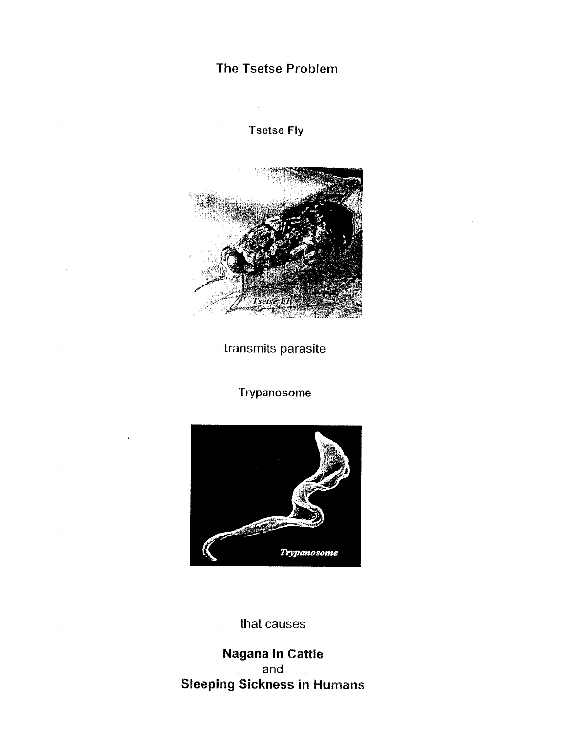# The Tsetse Problem

**Tsetse Fly**

transmits parasite

**Trypanosome**

that causes

**Nagana in Cattle**
and
**Sleeping Sickness in Humans**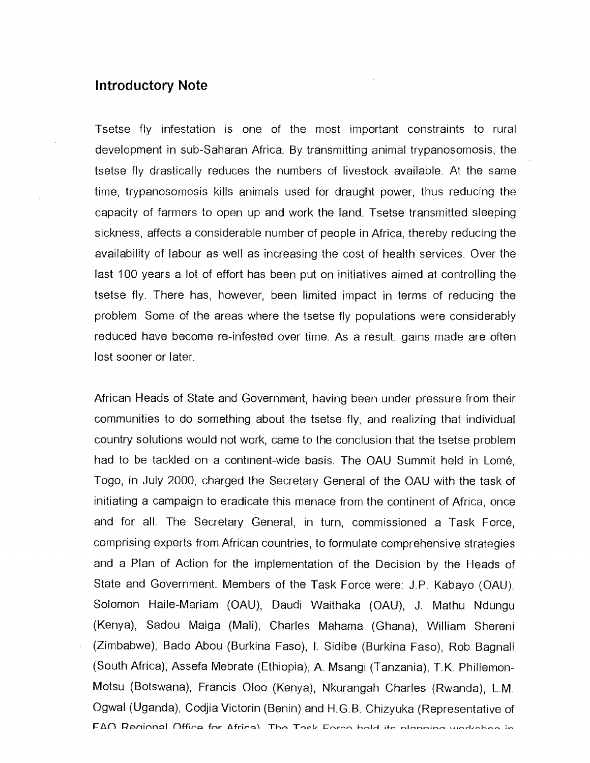## Introductory Note

Tsetse fly infestation is one of the most important constraints to rural development in sub-Saharan Africa. By transmitting animal trypanosomosis, the tsetse fly drastically reduces the numbers of livestock available. At the same time, trypanosomosis kills animals used for draught power, thus reducing the capacity of farmers to open up and work the land. Tsetse transmitted sleeping sickness, affects a considerable number of people in Africa, thereby reducing the availability of labour as well as increasing the cost of health services. Over the last 100 years a lot of effort has been put on initiatives aimed at controlling the tsetse fly. There has, however, been limited impact in terms of reducing the problem. Some of the areas where the tsetse fly populations were considerably reduced have become re-infested over time. As a result, gains made are often lost sooner or later.

African Heads of State and Government, having been under pressure from their communities to do something about the tsetse fly, and realizing that individual country solutions would not work, came to the conclusion that the tsetse problem had to be tackled on a continent-wide basis. The OAU Summit held in Lomé, Togo, in July 2000, charged the Secretary General of the OAU with the task of initiating a campaign to eradicate this menace from the continent of Africa, once and for all. The Secretary General, in turn, commissioned a Task Force, comprising experts from African countries, to formulate comprehensive strategies and a Plan of Action for the implementation of the Decision by the Heads of State and Government. Members of the Task Force were: J.P. Kabayo (OAU), Solomon Haile-Mariam (OAU), Daudi Waithaka (OAU), J. Mathu Ndungu (Kenya), Sadou Maiga (Mali), Charles Mahama (Ghana), William Shereni (Zimbabwe), Bado Abou (Burkina Faso), I. Sidibe (Burkina Faso), Rob Bagnall (South Africa), Assefa Mebrate (Ethiopia), A. Msangi (Tanzania), T.K. Phillemon-Motsu (Botswana), Francis Oloo (Kenya), Nkurangah Charles (Rwanda), L.M. Ogwal (Uganda), Codjia Victorin (Benin) and H.G.B. Chizyuka (Representative of FAO Regional Office for Africa). The Task Force held its planning workshop in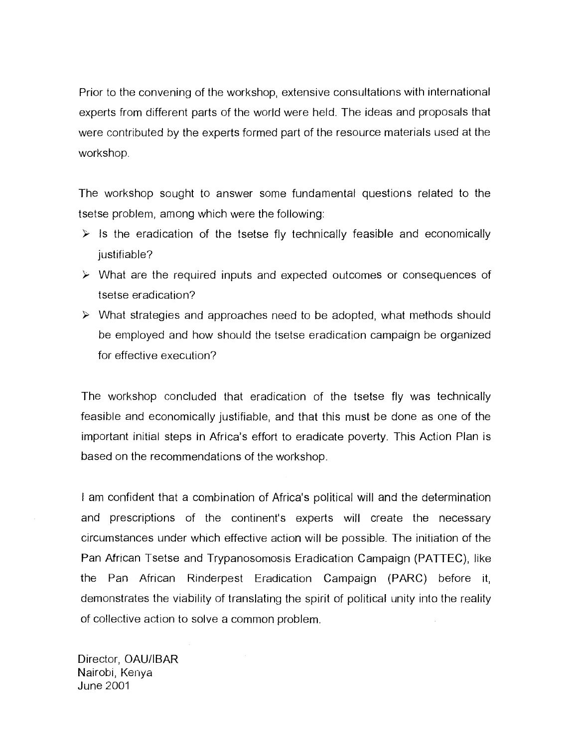Prior to the convening of the workshop, extensive consultations with international experts from different parts of the world were held. The ideas and proposals that were contributed by the experts formed part of the resource materials used at the workshop.

The workshop sought to answer some fundamental questions related to the tsetse problem, among which were the following:

- Is the eradication of the tsetse fly technically feasible and economically justifiable?
- What are the required inputs and expected outcomes or consequences of tsetse eradication?
- What strategies and approaches need to be adopted, what methods should be employed and how should the tsetse eradication campaign be organized for effective execution?

The workshop concluded that eradication of the tsetse fly was technically feasible and economically justifiable, and that this must be done as one of the important initial steps in Africa's effort to eradicate poverty. This Action Plan is based on the recommendations of the workshop.

I am confident that a combination of Africa's political will and the determination and prescriptions of the continent's experts will create the necessary circumstances under which effective action will be possible. The initiation of the Pan African Tsetse and Trypanosomosis Eradication Campaign (PATTEC), like the Pan African Rinderpest Eradication Campaign (PARC) before it, demonstrates the viability of translating the spirit of political unity into the reality of collective action to solve a common problem.

Director, OAU/IBAR
Nairobi, Kenya
June 2001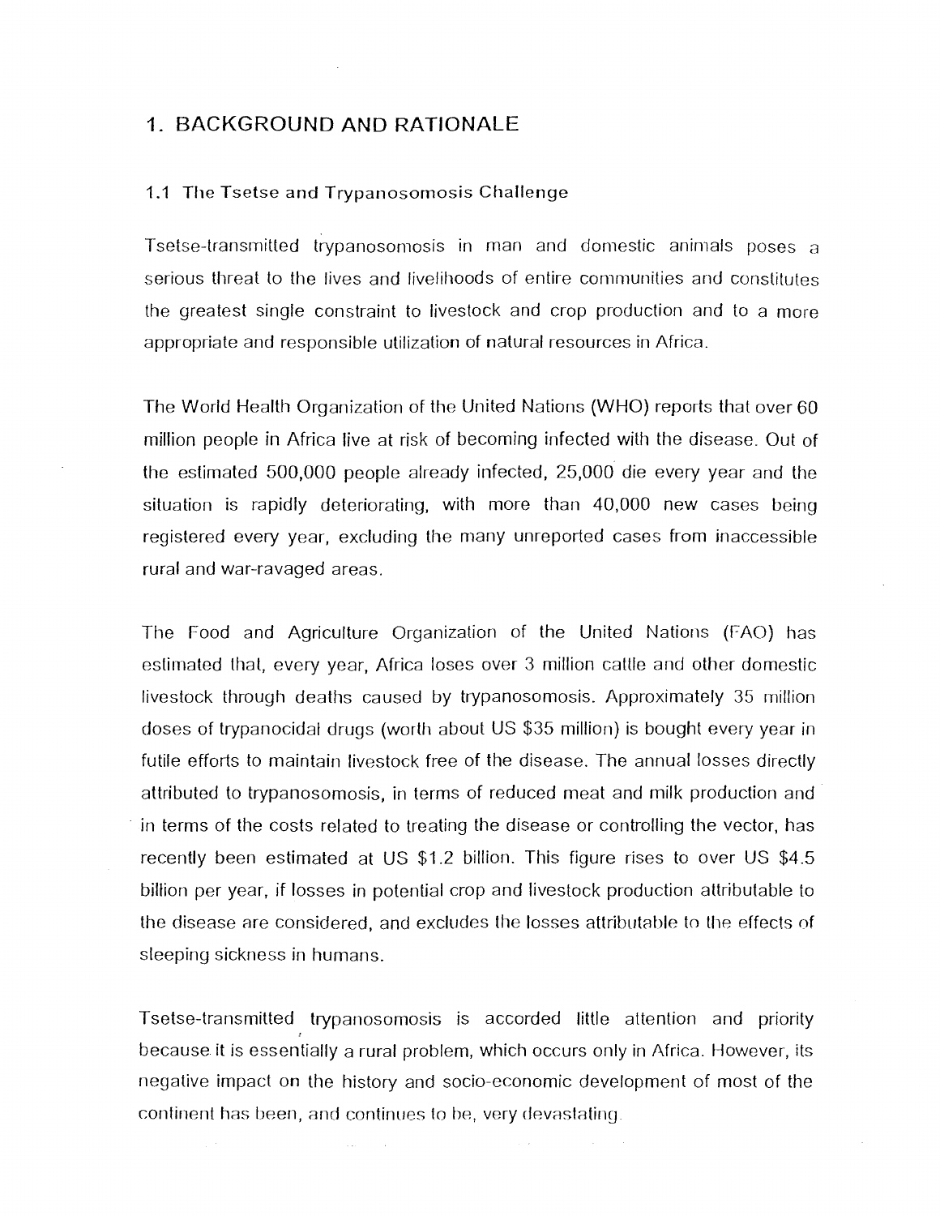# 1. BACKGROUND AND RATIONALE

## 1.1 The Tsetse and Trypanosomosis Challenge

Tsetse-transmitted trypanosomosis in man and domestic animals poses a serious threat to the lives and livelihoods of entire communities and constitutes the greatest single constraint to livestock and crop production and to a more appropriate and responsible utilization of natural resources in Africa.

The World Health Organization of the United Nations (WHO) reports that over 60 million people in Africa live at risk of becoming infected with the disease. Out of the estimated 500,000 people already infected, 25,000 die every year and the situation is rapidly deteriorating, with more than 40,000 new cases being registered every year, excluding the many unreported cases from inaccessible rural and war-ravaged areas.

The Food and Agriculture Organization of the United Nations (FAO) has estimated that, every year, Africa loses over 3 million cattle and other domestic livestock through deaths caused by trypanosomosis. Approximately 35 million doses of trypanocidal drugs (worth about US $35 million) is bought every year in futile efforts to maintain livestock free of the disease. The annual losses directly attributed to trypanosomosis, in terms of reduced meat and milk production and in terms of the costs related to treating the disease or controlling the vector, has recently been estimated at US $1.2 billion. This figure rises to over US $4.5 billion per year, if losses in potential crop and livestock production attributable to the disease are considered, and excludes the losses attributable to the effects of sleeping sickness in humans.

Tsetse-transmitted trypanosomosis is accorded little attention and priority because it is essentially a rural problem, which occurs only in Africa. However, its negative impact on the history and socio-economic development of most of the continent has been, and continues to be, very devastating.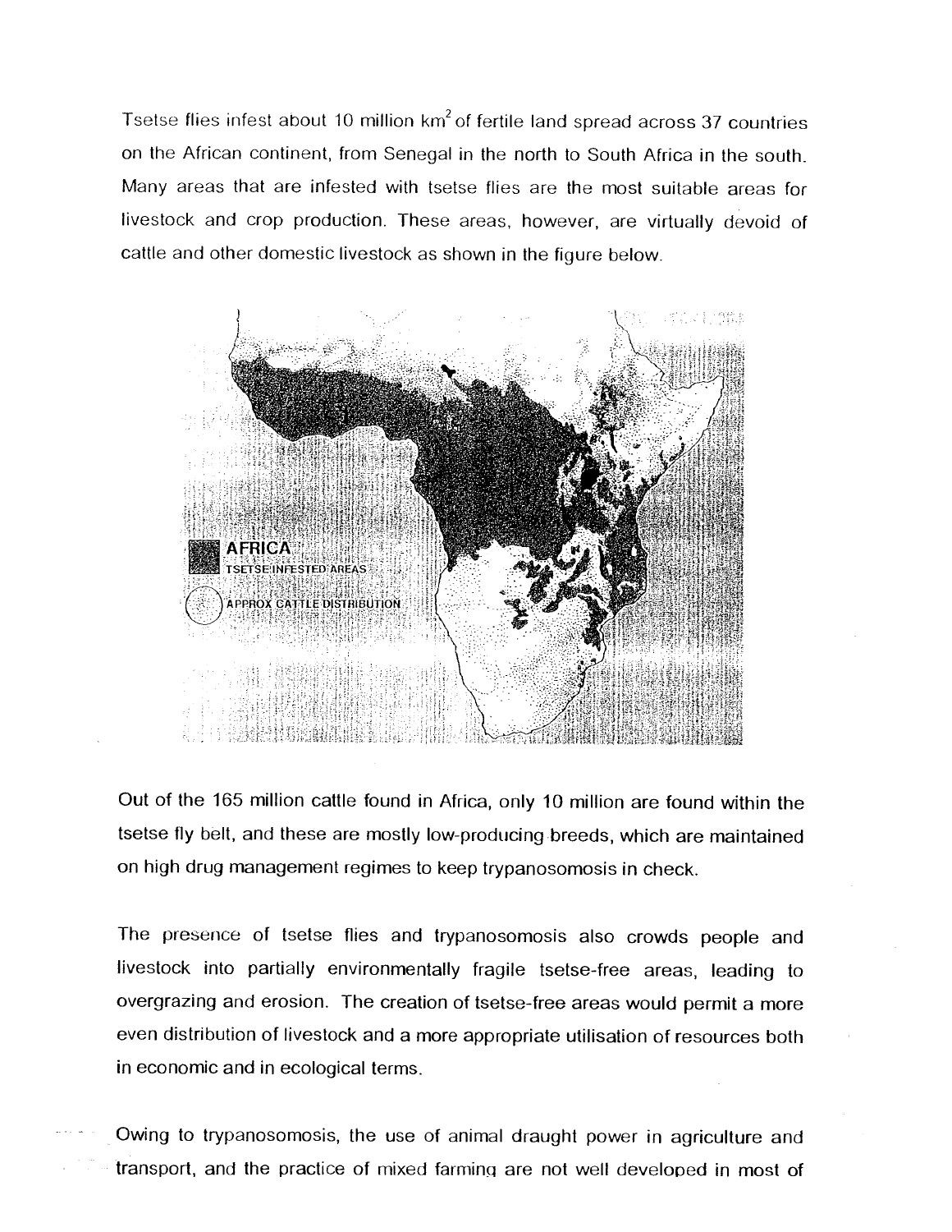Tsetse flies infest about 10 million $km^2$ of fertile land spread across 37 countries on the African continent, from Senegal in the north to South Africa in the south. Many areas that are infested with tsetse flies are the most suitable areas for livestock and crop production. These areas, however, are virtually devoid of cattle and other domestic livestock as shown in the figure below.

Out of the 165 million cattle found in Africa, only 10 million are found within the tsetse fly belt, and these are mostly low-producing breeds, which are maintained on high drug management regimes to keep trypanosomosis in check.

The presence of tsetse flies and trypanosomosis also crowds people and livestock into partially environmentally fragile tsetse-free areas, leading to overgrazing and erosion. The creation of tsetse-free areas would permit a more even distribution of livestock and a more appropriate utilisation of resources both in economic and in ecological terms.

Owing to trypanosomosis, the use of animal draught power in agriculture and transport, and the practice of mixed farming are not well developed in most of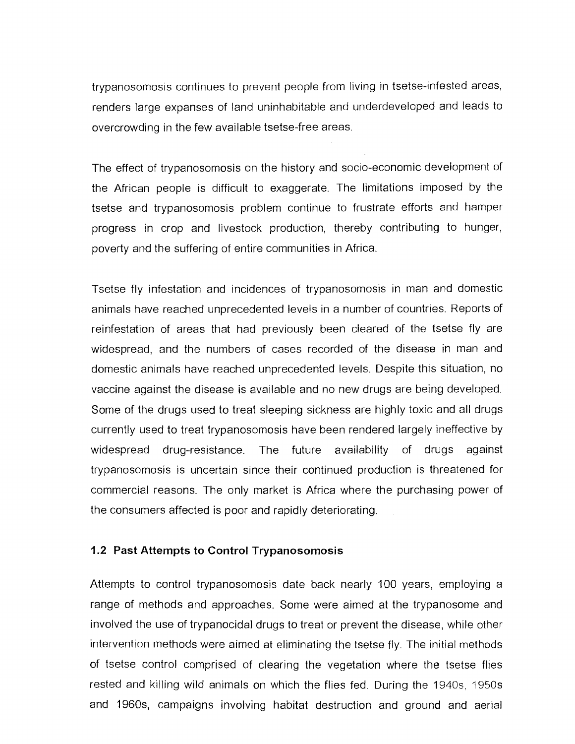trypanosomosis continues to prevent people from living in tsetse-infested areas, renders large expanses of land uninhabitable and underdeveloped and leads to overcrowding in the few available tsetse-free areas.

The effect of trypanosomosis on the history and socio-economic development of the African people is difficult to exaggerate. The limitations imposed by the tsetse and trypanosomosis problem continue to frustrate efforts and hamper progress in crop and livestock production, thereby contributing to hunger, poverty and the suffering of entire communities in Africa.

Tsetse fly infestation and incidences of trypanosomosis in man and domestic animals have reached unprecedented levels in a number of countries. Reports of reinfestation of areas that had previously been cleared of the tsetse fly are widespread, and the numbers of cases recorded of the disease in man and domestic animals have reached unprecedented levels. Despite this situation, no vaccine against the disease is available and no new drugs are being developed. Some of the drugs used to treat sleeping sickness are highly toxic and all drugs currently used to treat trypanosomosis have been rendered largely ineffective by widespread drug-resistance. The future availability of drugs against trypanosomosis is uncertain since their continued production is threatened for commercial reasons. The only market is Africa where the purchasing power of the consumers affected is poor and rapidly deteriorating.

### 1.2 Past Attempts to Control Trypanosomosis

Attempts to control trypanosomosis date back nearly 100 years, employing a range of methods and approaches. Some were aimed at the trypanosome and involved the use of trypanocidal drugs to treat or prevent the disease, while other intervention methods were aimed at eliminating the tsetse fly. The initial methods of tsetse control comprised of clearing the vegetation where the tsetse flies rested and killing wild animals on which the flies fed. During the 1940s, 1950s and 1960s, campaigns involving habitat destruction and ground and aerial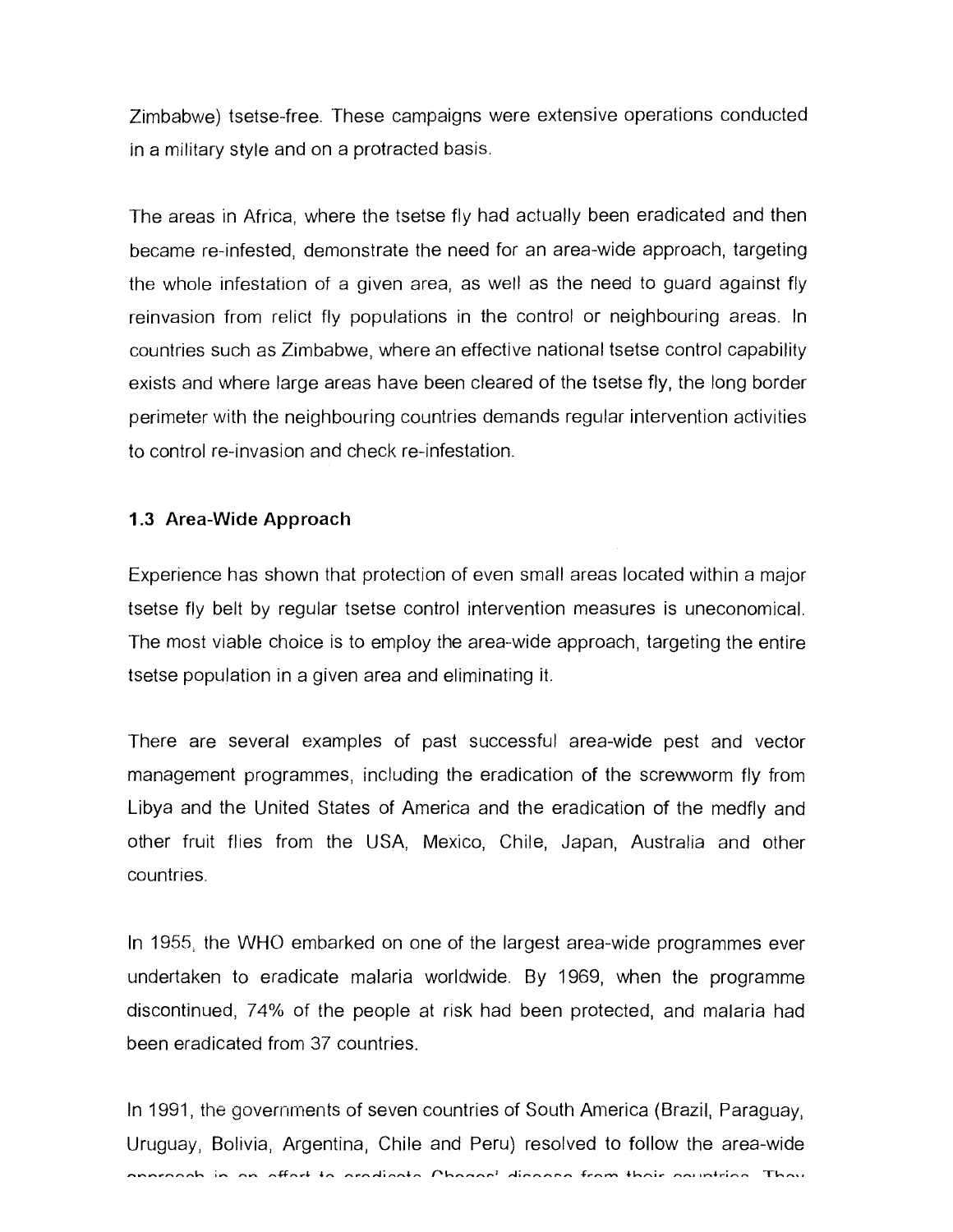Zimbabwe) tsetse-free. These campaigns were extensive operations conducted in a military style and on a protracted basis.

The areas in Africa, where the tsetse fly had actually been eradicated and then became re-infested, demonstrate the need for an area-wide approach, targeting the whole infestation of a given area, as well as the need to guard against fly reinvasion from relict fly populations in the control or neighbouring areas. In countries such as Zimbabwe, where an effective national tsetse control capability exists and where large areas have been cleared of the tsetse fly, the long border perimeter with the neighbouring countries demands regular intervention activities to control re-invasion and check re-infestation.

### 1.3 Area-Wide Approach

Experience has shown that protection of even small areas located within a major tsetse fly belt by regular tsetse control intervention measures is uneconomical. The most viable choice is to employ the area-wide approach, targeting the entire tsetse population in a given area and eliminating it.

There are several examples of past successful area-wide pest and vector management programmes, including the eradication of the screwworm fly from Libya and the United States of America and the eradication of the medfly and other fruit flies from the USA, Mexico, Chile, Japan, Australia and other countries.

In 1955, the WHO embarked on one of the largest area-wide programmes ever undertaken to eradicate malaria worldwide. By 1969, when the programme discontinued, 74% of the people at risk had been protected, and malaria had been eradicated from 37 countries.

In 1991, the governments of seven countries of South America (Brazil, Paraguay, Uruguay, Bolivia, Argentina, Chile and Peru) resolved to follow the area-wide approach in an effort to eradicate Chagas' disease from their countries. They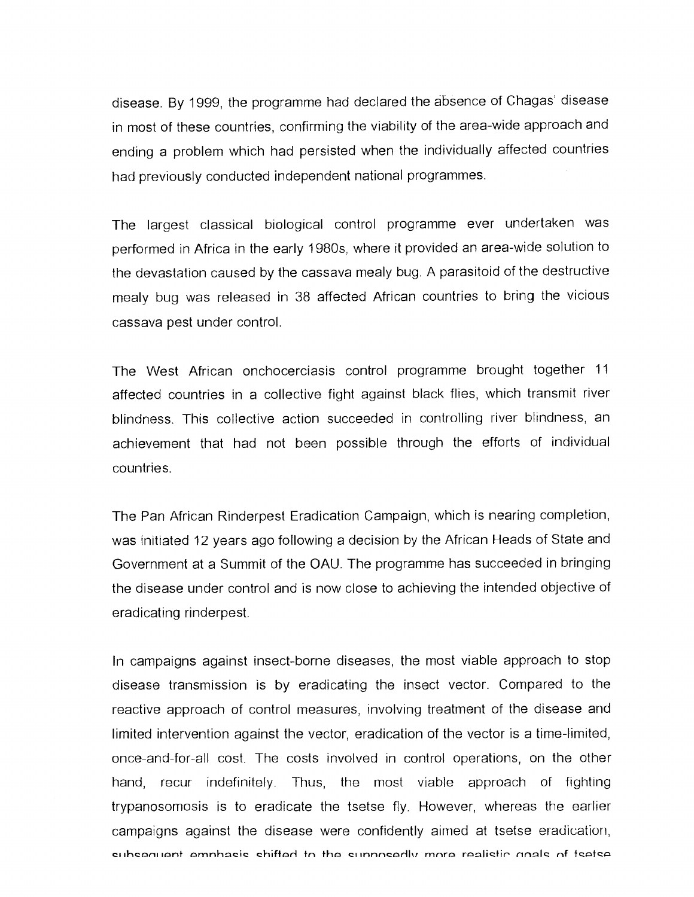disease. By 1999, the programme had declared the absence of Chagas' disease in most of these countries, confirming the viability of the area-wide approach and ending a problem which had persisted when the individually affected countries had previously conducted independent national programmes.

The largest classical biological control programme ever undertaken was performed in Africa in the early 1980s, where it provided an area-wide solution to the devastation caused by the cassava mealy bug. A parasitoid of the destructive mealy bug was released in 38 affected African countries to bring the vicious cassava pest under control.

The West African onchocerciasis control programme brought together 11 affected countries in a collective fight against black flies, which transmit river blindness. This collective action succeeded in controlling river blindness, an achievement that had not been possible through the efforts of individual countries.

The Pan African Rinderpest Eradication Campaign, which is nearing completion, was initiated 12 years ago following a decision by the African Heads of State and Government at a Summit of the OAU. The programme has succeeded in bringing the disease under control and is now close to achieving the intended objective of eradicating rinderpest.

In campaigns against insect-borne diseases, the most viable approach to stop disease transmission is by eradicating the insect vector. Compared to the reactive approach of control measures, involving treatment of the disease and limited intervention against the vector, eradication of the vector is a time-limited, once-and-for-all cost. The costs involved in control operations, on the other hand, recur indefinitely. Thus, the most viable approach of fighting trypanosomosis is to eradicate the tsetse fly. However, whereas the earlier campaigns against the disease were confidently aimed at tsetse eradication, subsequent emphasis shifted to the supposedly more realistic goals of tsetse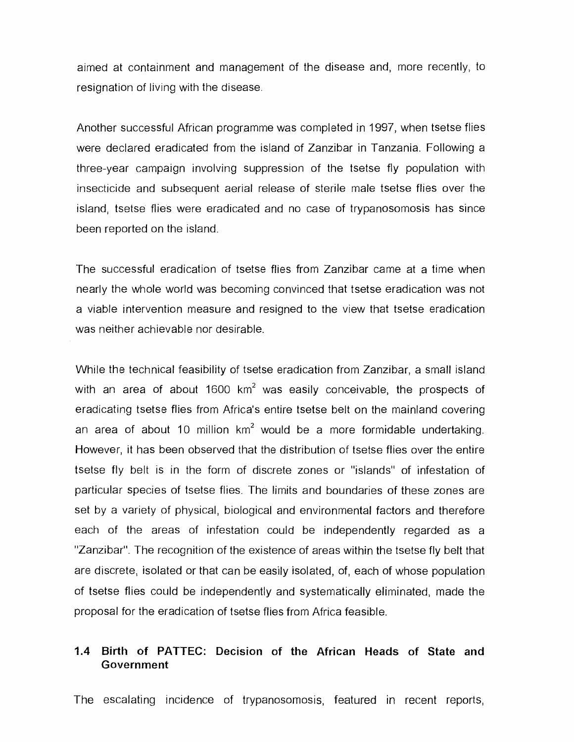aimed at containment and management of the disease and, more recently, to resignation of living with the disease.

Another successful African programme was completed in 1997, when tsetse flies were declared eradicated from the island of Zanzibar in Tanzania. Following a three-year campaign involving suppression of the tsetse fly population with insecticide and subsequent aerial release of sterile male tsetse flies over the island, tsetse flies were eradicated and no case of trypanosomosis has since been reported on the island.

The successful eradication of tsetse flies from Zanzibar came at a time when nearly the whole world was becoming convinced that tsetse eradication was not a viable intervention measure and resigned to the view that tsetse eradication was neither achievable nor desirable.

While the technical feasibility of tsetse eradication from Zanzibar, a small island with an area of about 1600 $km^2$ was easily conceivable, the prospects of eradicating tsetse flies from Africa's entire tsetse belt on the mainland covering an area of about 10 million $km^2$ would be a more formidable undertaking. However, it has been observed that the distribution of tsetse flies over the entire tsetse fly belt is in the form of discrete zones or "islands" of infestation of particular species of tsetse flies. The limits and boundaries of these zones are set by a variety of physical, biological and environmental factors and therefore each of the areas of infestation could be independently regarded as a "Zanzibar". The recognition of the existence of areas within the tsetse fly belt that are discrete, isolated or that can be easily isolated, of, each of whose population of tsetse flies could be independently and systematically eliminated, made the proposal for the eradication of tsetse flies from Africa feasible.

## 1.4 Birth of PATTEC: Decision of the African Heads of State and Government

The escalating incidence of trypanosomosis, featured in recent reports,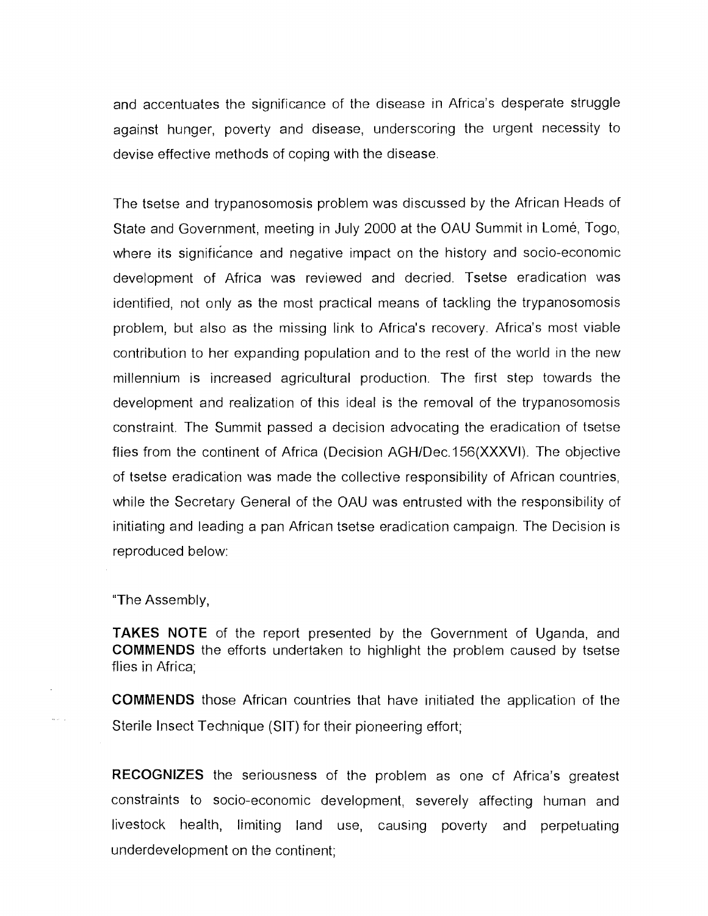and accentuates the significance of the disease in Africa's desperate struggle against hunger, poverty and disease, underscoring the urgent necessity to devise effective methods of coping with the disease.

The tsetse and trypanosomosis problem was discussed by the African Heads of State and Government, meeting in July 2000 at the OAU Summit in Lomé, Togo, where its significance and negative impact on the history and socio-economic development of Africa was reviewed and decried. Tsetse eradication was identified, not only as the most practical means of tackling the trypanosomosis problem, but also as the missing link to Africa's recovery. Africa's most viable contribution to her expanding population and to the rest of the world in the new millennium is increased agricultural production. The first step towards the development and realization of this ideal is the removal of the trypanosomosis constraint. The Summit passed a decision advocating the eradication of tsetse flies from the continent of Africa (Decision AGH/Dec.156(XXXVI). The objective of tsetse eradication was made the collective responsibility of African countries, while the Secretary General of the OAU was entrusted with the responsibility of initiating and leading a pan African tsetse eradication campaign. The Decision is reproduced below:

"The Assembly,

**TAKES NOTE** of the report presented by the Government of Uganda, and **COMMENDS** the efforts undertaken to highlight the problem caused by tsetse flies in Africa;

**COMMENDS** those African countries that have initiated the application of the Sterile Insect Technique (SIT) for their pioneering effort;

**RECOGNIZES** the seriousness of the problem as one of Africa's greatest constraints to socio-economic development, severely affecting human and livestock health, limiting land use, causing poverty and perpetuating underdevelopment on the continent;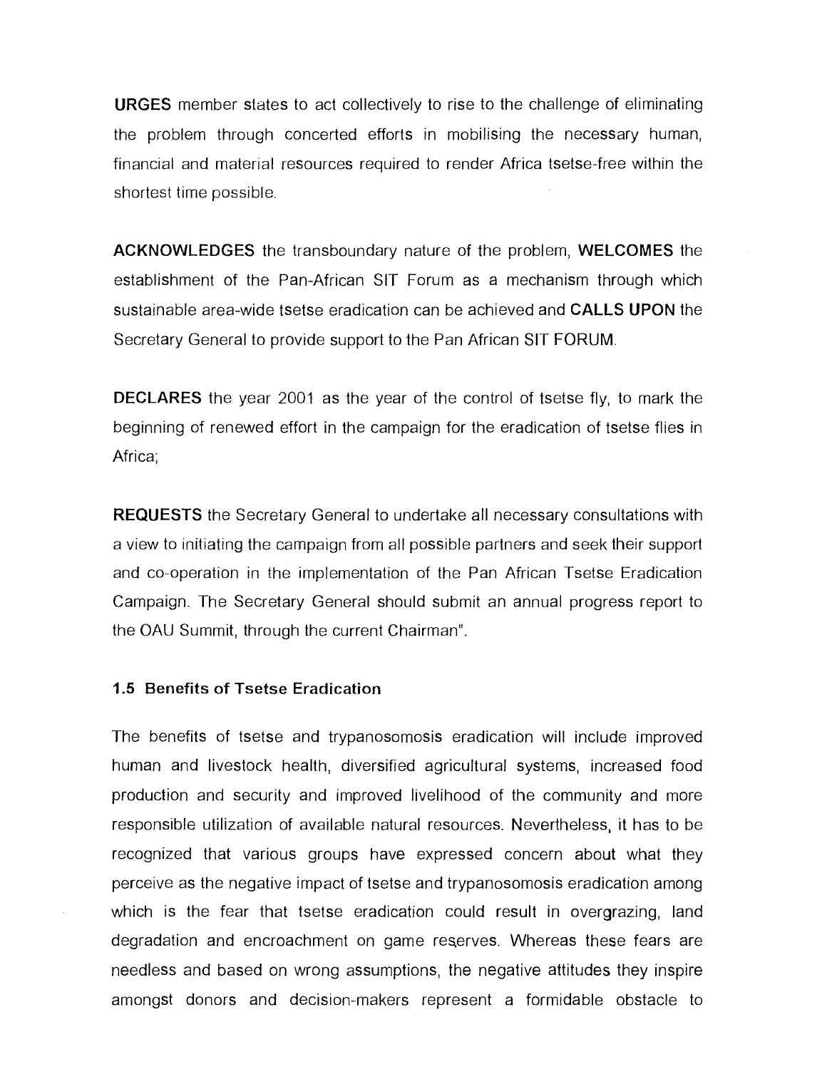**URGES** member states to act collectively to rise to the challenge of eliminating the problem through concerted efforts in mobilising the necessary human, financial and material resources required to render Africa tsetse-free within the shortest time possible.

**ACKNOWLEDGES** the transboundary nature of the problem, **WELCOMES** the establishment of the Pan-African SIT Forum as a mechanism through which sustainable area-wide tsetse eradication can be achieved and **CALLS UPON** the Secretary General to provide support to the Pan African SIT FORUM.

**DECLARES** the year 2001 as the year of the control of tsetse fly, to mark the beginning of renewed effort in the campaign for the eradication of tsetse flies in Africa;

**REQUESTS** the Secretary General to undertake all necessary consultations with a view to initiating the campaign from all possible partners and seek their support and co-operation in the implementation of the Pan African Tsetse Eradication Campaign. The Secretary General should submit an annual progress report to the OAU Summit, through the current Chairman".

### 1.5 Benefits of Tsetse Eradication

The benefits of tsetse and trypanosomosis eradication will include improved human and livestock health, diversified agricultural systems, increased food production and security and improved livelihood of the community and more responsible utilization of available natural resources. Nevertheless, it has to be recognized that various groups have expressed concern about what they perceive as the negative impact of tsetse and trypanosomosis eradication among which is the fear that tsetse eradication could result in overgrazing, land degradation and encroachment on game reserves. Whereas these fears are needless and based on wrong assumptions, the negative attitudes they inspire amongst donors and decision-makers represent a formidable obstacle to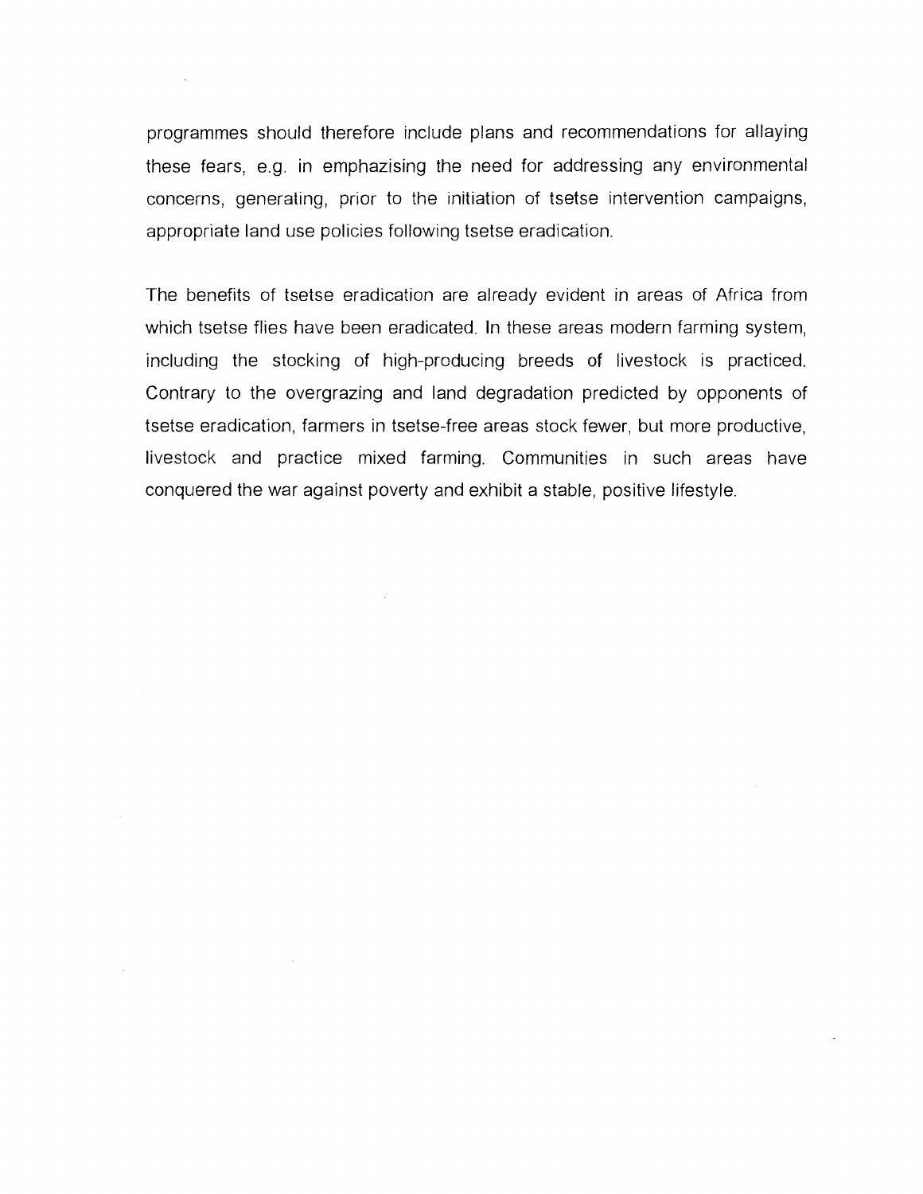programmes should therefore include plans and recommendations for allaying these fears, e.g. in emphazising the need for addressing any environmental concerns, generating, prior to the initiation of tsetse intervention campaigns, appropriate land use policies following tsetse eradication.

The benefits of tsetse eradication are already evident in areas of Africa from which tsetse flies have been eradicated. In these areas modern farming system, including the stocking of high-producing breeds of livestock is practiced. Contrary to the overgrazing and land degradation predicted by opponents of tsetse eradication, farmers in tsetse-free areas stock fewer, but more productive, livestock and practice mixed farming. Communities in such areas have conquered the war against poverty and exhibit a stable, positive lifestyle.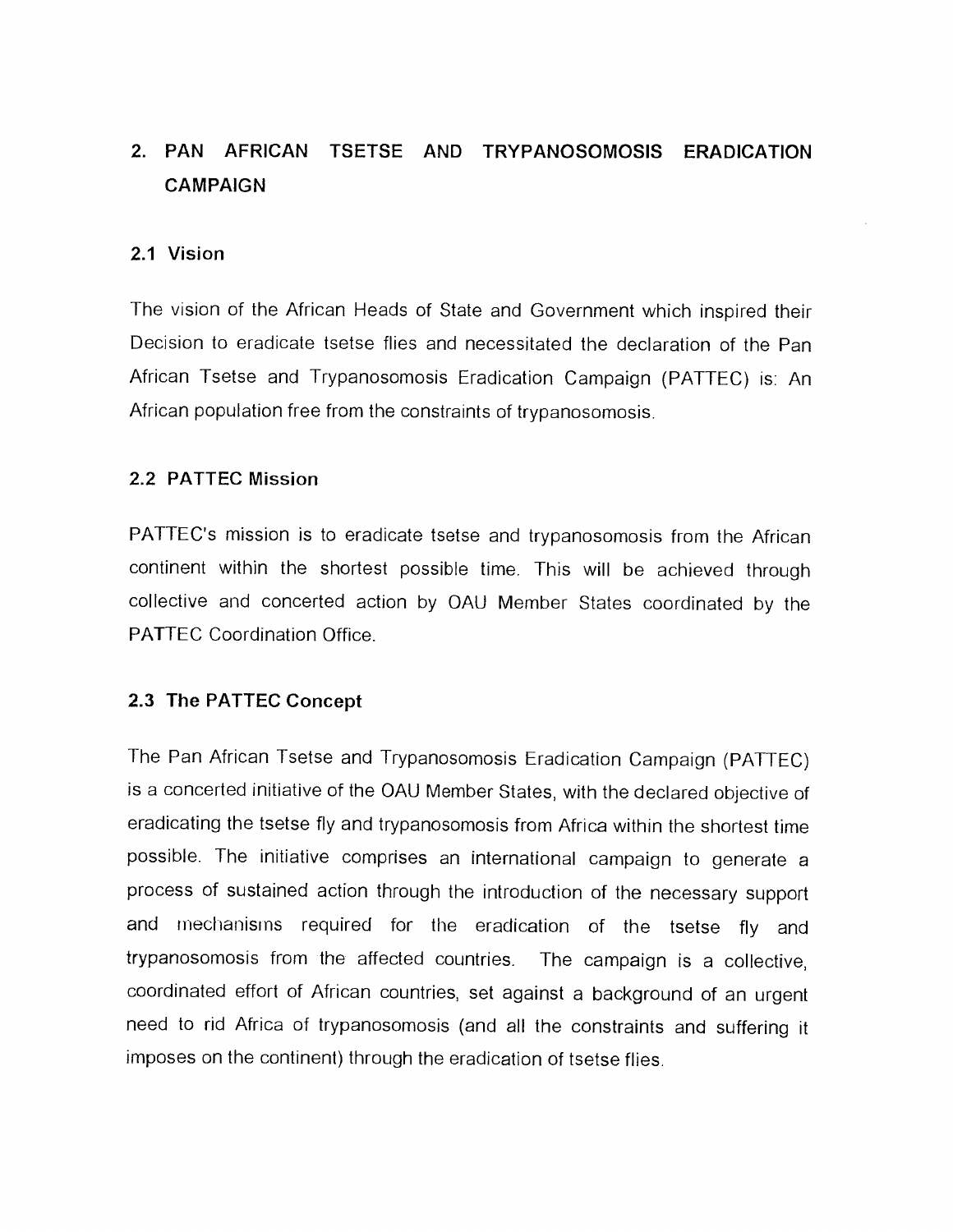## 2. PAN AFRICAN TSETSE AND TRYPANOSOMOSIS ERADICATION CAMPAIGN

### 2.1 Vision

The vision of the African Heads of State and Government which inspired their Decision to eradicate tsetse flies and necessitated the declaration of the Pan African Tsetse and Trypanosomosis Eradication Campaign (PATTEC) is: An African population free from the constraints of trypanosomosis.

### 2.2 PATTEC Mission

PATTEC's mission is to eradicate tsetse and trypanosomosis from the African continent within the shortest possible time. This will be achieved through collective and concerted action by OAU Member States coordinated by the PATTEC Coordination Office.

### 2.3 The PATTEC Concept

The Pan African Tsetse and Trypanosomosis Eradication Campaign (PATTEC) is a concerted initiative of the OAU Member States, with the declared objective of eradicating the tsetse fly and trypanosomosis from Africa within the shortest time possible. The initiative comprises an international campaign to generate a process of sustained action through the introduction of the necessary support and mechanisms required for the eradication of the tsetse fly and trypanosomosis from the affected countries. The campaign is a collective, coordinated effort of African countries, set against a background of an urgent need to rid Africa of trypanosomosis (and all the constraints and suffering it imposes on the continent) through the eradication of tsetse flies.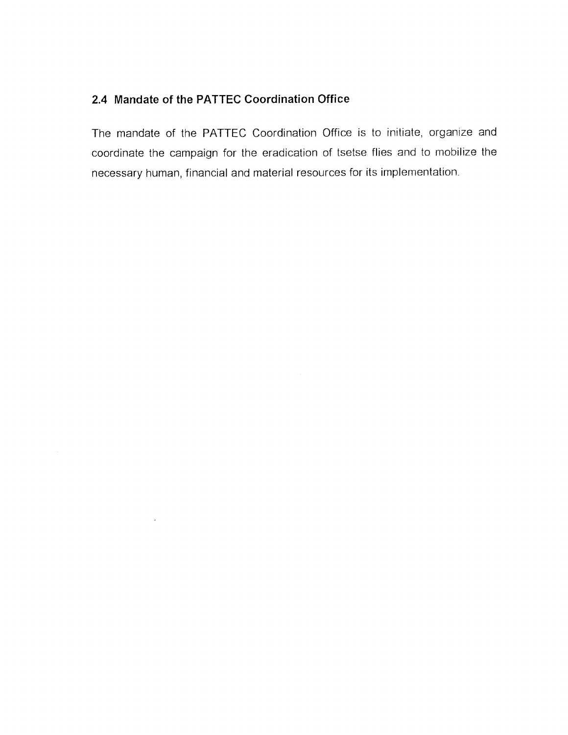## 2.4 Mandate of the PATTEC Coordination Office

The mandate of the PATTEC Coordination Office is to initiate, organize and coordinate the campaign for the eradication of tsetse flies and to mobilize the necessary human, financial and material resources for its implementation.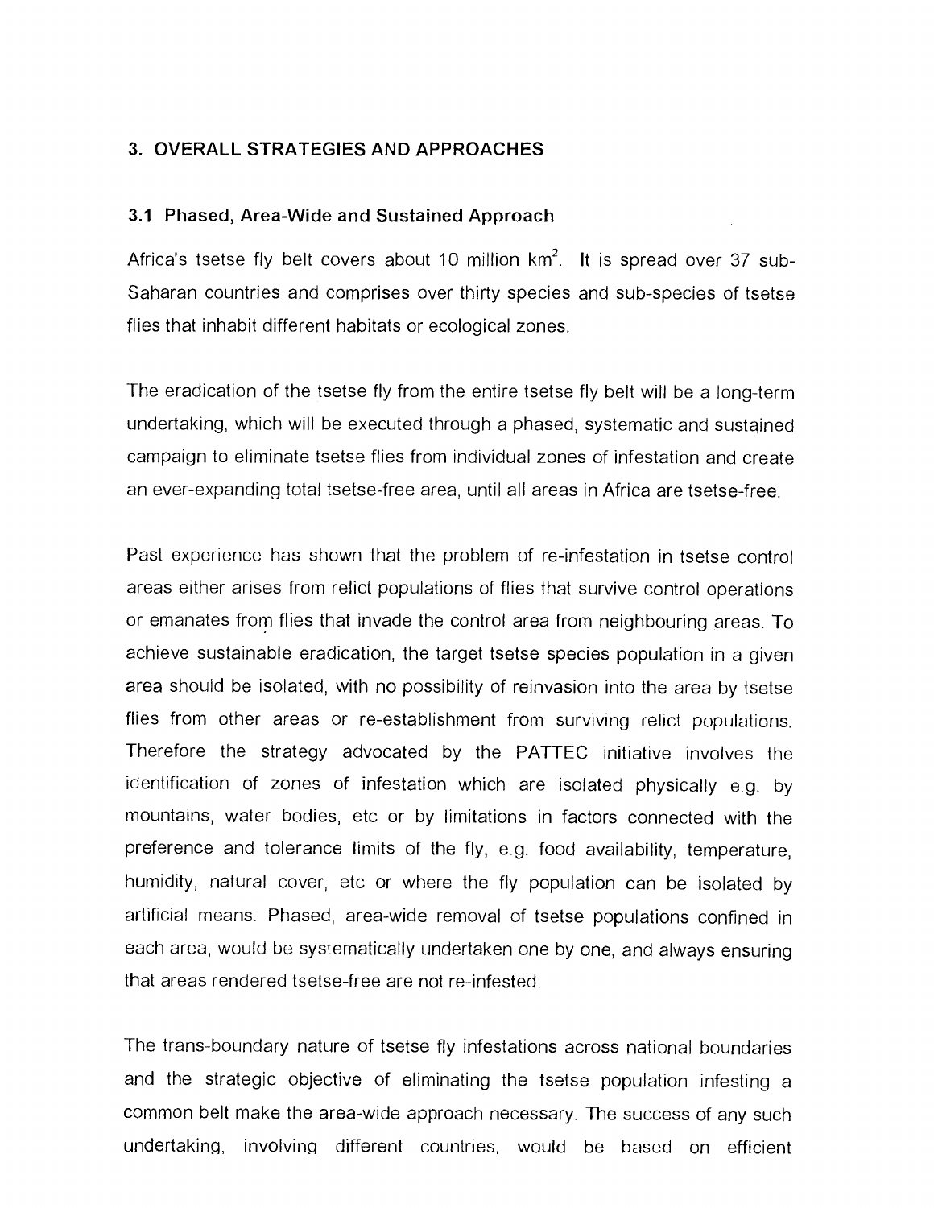## 3. OVERALL STRATEGIES AND APPROACHES

### 3.1 Phased, Area-Wide and Sustained Approach

Africa's tsetse fly belt covers about 10 million $km^2$. It is spread over 37 sub-Saharan countries and comprises over thirty species and sub-species of tsetse flies that inhabit different habitats or ecological zones.

The eradication of the tsetse fly from the entire tsetse fly belt will be a long-term undertaking, which will be executed through a phased, systematic and sustained campaign to eliminate tsetse flies from individual zones of infestation and create an ever-expanding total tsetse-free area, until all areas in Africa are tsetse-free.

Past experience has shown that the problem of re-infestation in tsetse control areas either arises from relict populations of flies that survive control operations or emanates from flies that invade the control area from neighbouring areas. To achieve sustainable eradication, the target tsetse species population in a given area should be isolated, with no possibility of reinvasion into the area by tsetse flies from other areas or re-establishment from surviving relict populations. Therefore the strategy advocated by the PATTEC initiative involves the identification of zones of infestation which are isolated physically e.g. by mountains, water bodies, etc or by limitations in factors connected with the preference and tolerance limits of the fly, e.g. food availability, temperature, humidity, natural cover, etc or where the fly population can be isolated by artificial means. Phased, area-wide removal of tsetse populations confined in each area, would be systematically undertaken one by one, and always ensuring that areas rendered tsetse-free are not re-infested.

The trans-boundary nature of tsetse fly infestations across national boundaries and the strategic objective of eliminating the tsetse population infesting a common belt make the area-wide approach necessary. The success of any such undertaking, involving different countries, would be based on efficient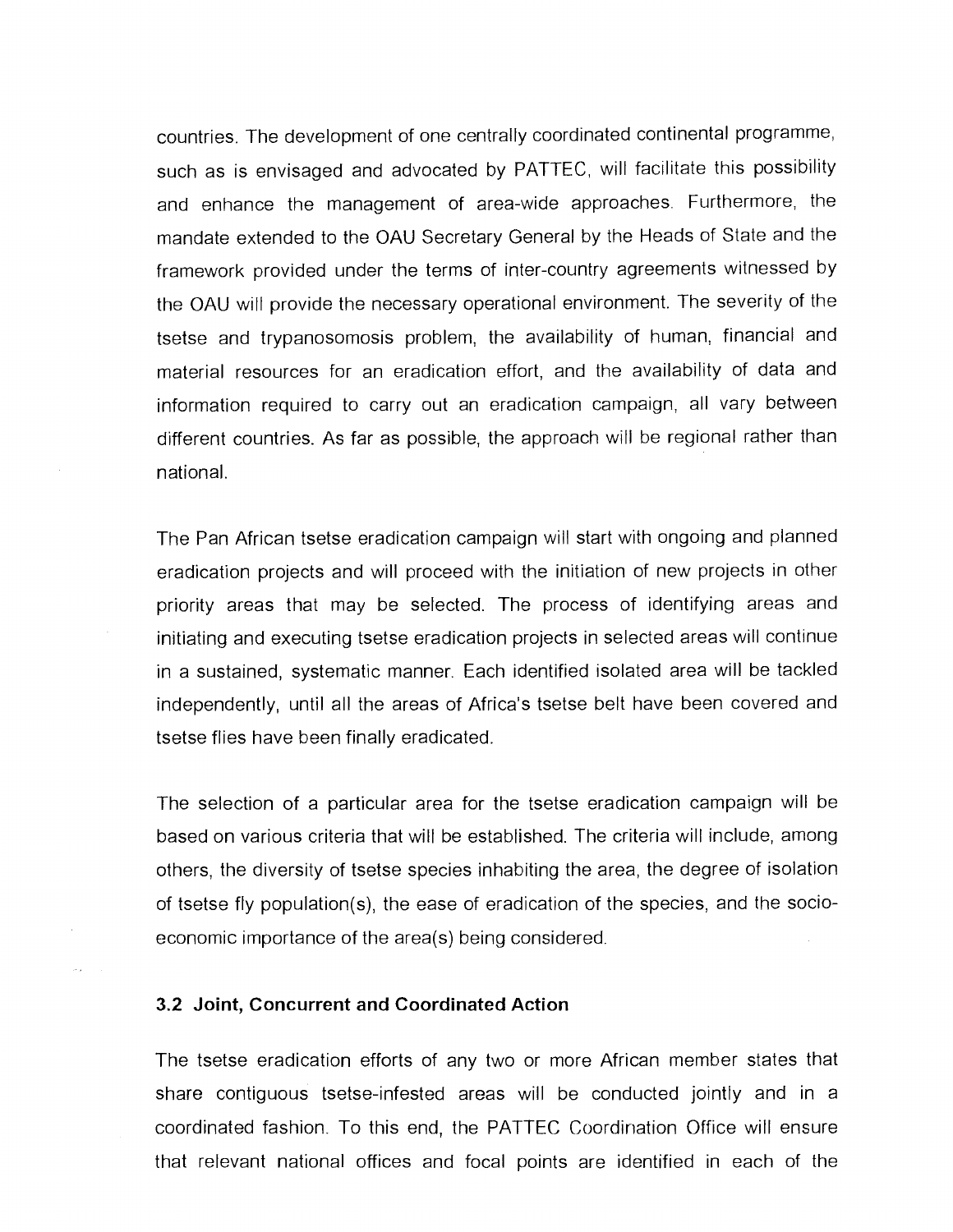countries. The development of one centrally coordinated continental programme, such as is envisaged and advocated by PATTEC, will facilitate this possibility and enhance the management of area-wide approaches. Furthermore, the mandate extended to the OAU Secretary General by the Heads of State and the framework provided under the terms of inter-country agreements witnessed by the OAU will provide the necessary operational environment. The severity of the tsetse and trypanosomosis problem, the availability of human, financial and material resources for an eradication effort, and the availability of data and information required to carry out an eradication campaign, all vary between different countries. As far as possible, the approach will be regional rather than national.

The Pan African tsetse eradication campaign will start with ongoing and planned eradication projects and will proceed with the initiation of new projects in other priority areas that may be selected. The process of identifying areas and initiating and executing tsetse eradication projects in selected areas will continue in a sustained, systematic manner. Each identified isolated area will be tackled independently, until all the areas of Africa's tsetse belt have been covered and tsetse flies have been finally eradicated.

The selection of a particular area for the tsetse eradication campaign will be based on various criteria that will be established. The criteria will include, among others, the diversity of tsetse species inhabiting the area, the degree of isolation of tsetse fly population(s), the ease of eradication of the species, and the socio-economic importance of the area(s) being considered.

### 3.2 Joint, Concurrent and Coordinated Action

The tsetse eradication efforts of any two or more African member states that share contiguous tsetse-infested areas will be conducted jointly and in a coordinated fashion. To this end, the PATTEC Coordination Office will ensure that relevant national offices and focal points are identified in each of the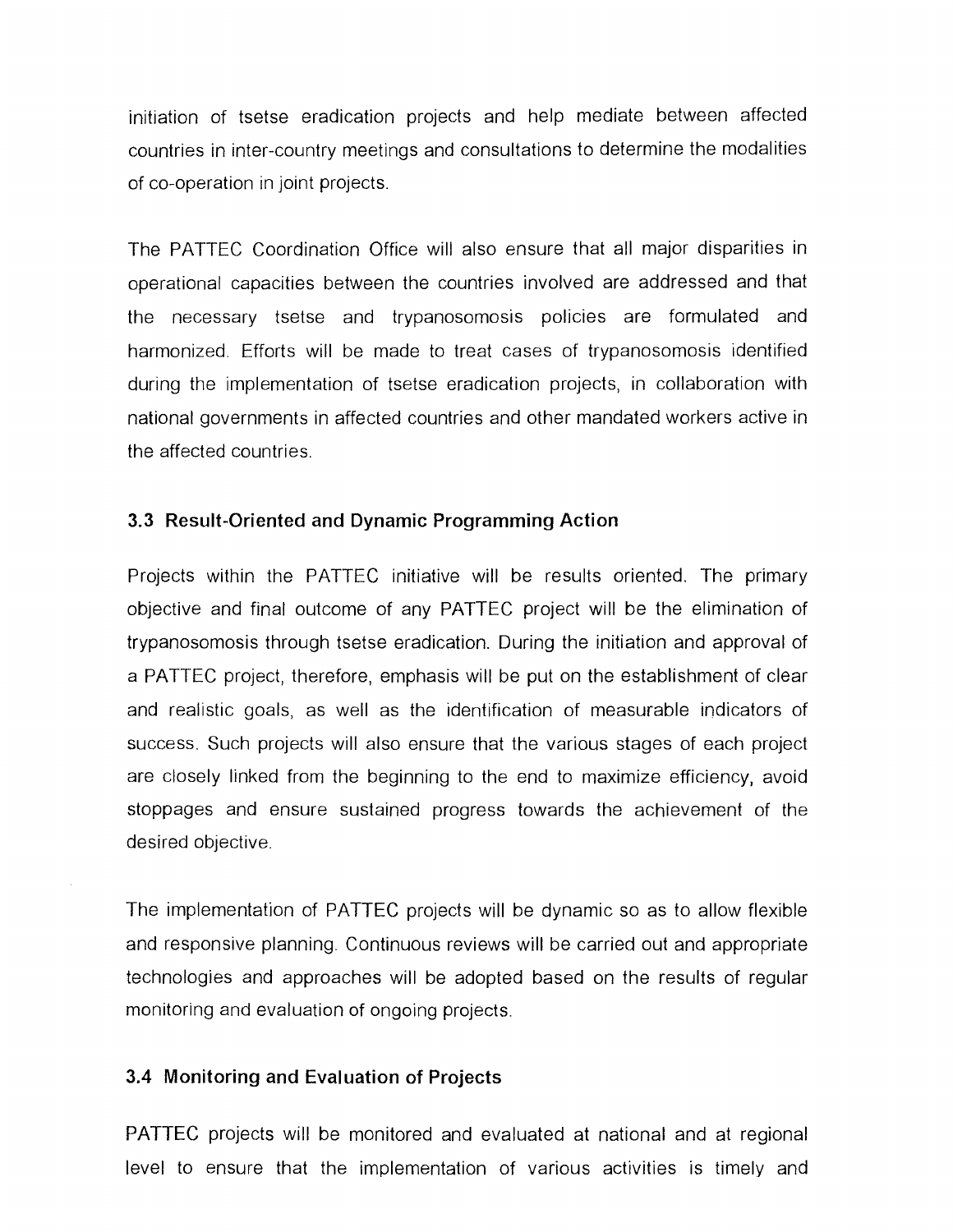initiation of tsetse eradication projects and help mediate between affected countries in inter-country meetings and consultations to determine the modalities of co-operation in joint projects.

The PATTEC Coordination Office will also ensure that all major disparities in operational capacities between the countries involved are addressed and that the necessary tsetse and trypanosomosis policies are formulated and harmonized. Efforts will be made to treat cases of trypanosomosis identified during the implementation of tsetse eradication projects, in collaboration with national governments in affected countries and other mandated workers active in the affected countries.

### 3.3 Result-Oriented and Dynamic Programming Action

Projects within the PATTEC initiative will be results oriented. The primary objective and final outcome of any PATTEC project will be the elimination of trypanosomosis through tsetse eradication. During the initiation and approval of a PATTEC project, therefore, emphasis will be put on the establishment of clear and realistic goals, as well as the identification of measurable indicators of success. Such projects will also ensure that the various stages of each project are closely linked from the beginning to the end to maximize efficiency, avoid stoppages and ensure sustained progress towards the achievement of the desired objective.

The implementation of PATTEC projects will be dynamic so as to allow flexible and responsive planning. Continuous reviews will be carried out and appropriate technologies and approaches will be adopted based on the results of regular monitoring and evaluation of ongoing projects.

### 3.4 Monitoring and Evaluation of Projects

PATTEC projects will be monitored and evaluated at national and at regional level to ensure that the implementation of various activities is timely and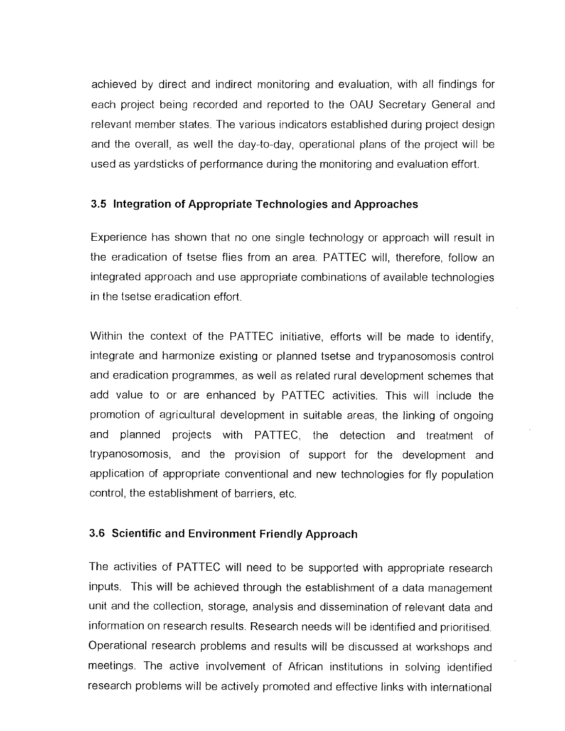achieved by direct and indirect monitoring and evaluation, with all findings for each project being recorded and reported to the OAU Secretary General and relevant member states. The various indicators established during project design and the overall, as well the day-to-day, operational plans of the project will be used as yardsticks of performance during the monitoring and evaluation effort.

### 3.5 Integration of Appropriate Technologies and Approaches

Experience has shown that no one single technology or approach will result in the eradication of tsetse flies from an area. PATTEC will, therefore, follow an integrated approach and use appropriate combinations of available technologies in the tsetse eradication effort.

Within the context of the PATTEC initiative, efforts will be made to identify, integrate and harmonize existing or planned tsetse and trypanosomosis control and eradication programmes, as well as related rural development schemes that add value to or are enhanced by PATTEC activities. This will include the promotion of agricultural development in suitable areas, the linking of ongoing and planned projects with PATTEC, the detection and treatment of trypanosomosis, and the provision of support for the development and application of appropriate conventional and new technologies for fly population control, the establishment of barriers, etc.

### 3.6 Scientific and Environment Friendly Approach

The activities of PATTEC will need to be supported with appropriate research inputs. This will be achieved through the establishment of a data management unit and the collection, storage, analysis and dissemination of relevant data and information on research results. Research needs will be identified and prioritised. Operational research problems and results will be discussed at workshops and meetings. The active involvement of African institutions in solving identified research problems will be actively promoted and effective links with international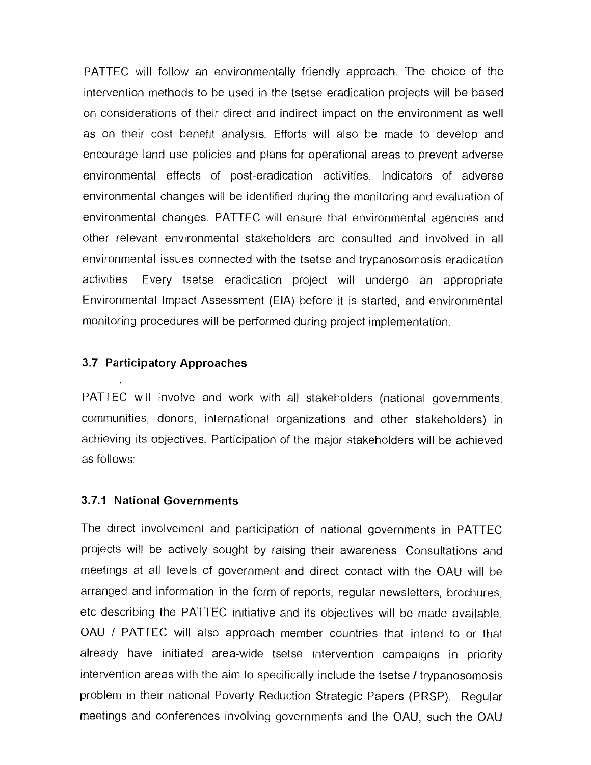PATTEC will follow an environmentally friendly approach. The choice of the intervention methods to be used in the tsetse eradication projects will be based on considerations of their direct and indirect impact on the environment as well as on their cost benefit analysis. Efforts will also be made to develop and encourage land use policies and plans for operational areas to prevent adverse environmental effects of post-eradication activities. Indicators of adverse environmental changes will be identified during the monitoring and evaluation of environmental changes. PATTEC will ensure that environmental agencies and other relevant environmental stakeholders are consulted and involved in all environmental issues connected with the tsetse and trypanosomosis eradication activities. Every tsetse eradication project will undergo an appropriate Environmental Impact Assessment (EIA) before it is started, and environmental monitoring procedures will be performed during project implementation.

### 3.7 Participatory Approaches

PATTEC will involve and work with all stakeholders (national governments, communities, donors, international organizations and other stakeholders) in achieving its objectives. Participation of the major stakeholders will be achieved as follows:

#### 3.7.1 National Governments

The direct involvement and participation of national governments in PATTEC projects will be actively sought by raising their awareness. Consultations and meetings at all levels of government and direct contact with the OAU will be arranged and information in the form of reports, regular newsletters, brochures, etc describing the PATTEC initiative and its objectives will be made available. OAU / PATTEC will also approach member countries that intend to or that already have initiated area-wide tsetse intervention campaigns in priority intervention areas with the aim to specifically include the tsetse / trypanosomosis problem in their national Poverty Reduction Strategic Papers (PRSP). Regular meetings and conferences involving governments and the OAU, such the OAU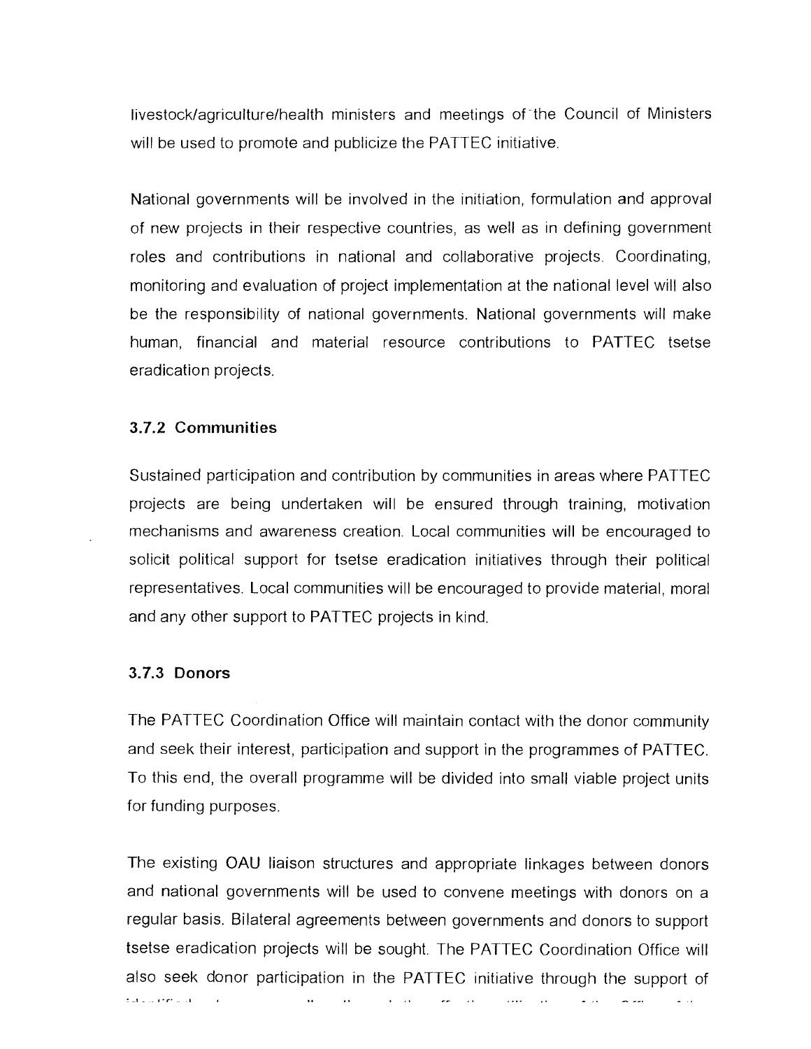livestock/agriculture/health ministers and meetings of the Council of Ministers will be used to promote and publicize the PATTEC initiative.

National governments will be involved in the initiation, formulation and approval of new projects in their respective countries, as well as in defining government roles and contributions in national and collaborative projects. Coordinating, monitoring and evaluation of project implementation at the national level will also be the responsibility of national governments. National governments will make human, financial and material resource contributions to PATTEC tsetse eradication projects.

### 3.7.2 Communities

Sustained participation and contribution by communities in areas where PATTEC projects are being undertaken will be ensured through training, motivation mechanisms and awareness creation. Local communities will be encouraged to solicit political support for tsetse eradication initiatives through their political representatives. Local communities will be encouraged to provide material, moral and any other support to PATTEC projects in kind.

### 3.7.3 Donors

The PATTEC Coordination Office will maintain contact with the donor community and seek their interest, participation and support in the programmes of PATTEC. To this end, the overall programme will be divided into small viable project units for funding purposes.

The existing OAU liaison structures and appropriate linkages between donors and national governments will be used to convene meetings with donors on a regular basis. Bilateral agreements between governments and donors to support tsetse eradication projects will be sought. The PATTEC Coordination Office will also seek donor participation in the PATTEC initiative through the support of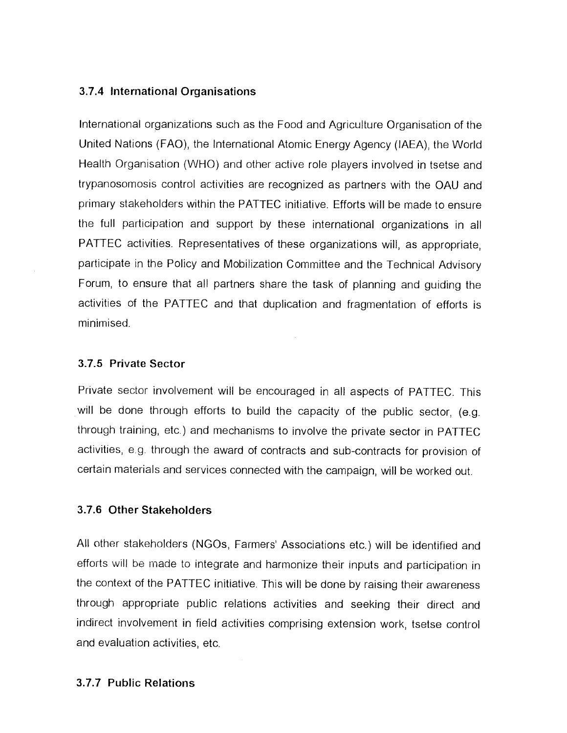### 3.7.4 International Organisations

International organizations such as the Food and Agriculture Organisation of the United Nations (FAO), the International Atomic Energy Agency (IAEA), the World Health Organisation (WHO) and other active role players involved in tsetse and trypanosomosis control activities are recognized as partners with the OAU and primary stakeholders within the PATTEC initiative. Efforts will be made to ensure the full participation and support by these international organizations in all PATTEC activities. Representatives of these organizations will, as appropriate, participate in the Policy and Mobilization Committee and the Technical Advisory Forum, to ensure that all partners share the task of planning and guiding the activities of the PATTEC and that duplication and fragmentation of efforts is minimised.

### 3.7.5 Private Sector

Private sector involvement will be encouraged in all aspects of PATTEC. This will be done through efforts to build the capacity of the public sector, (e.g. through training, etc.) and mechanisms to involve the private sector in PATTEC activities, e.g. through the award of contracts and sub-contracts for provision of certain materials and services connected with the campaign, will be worked out.

### 3.7.6 Other Stakeholders

All other stakeholders (NGOs, Farmers' Associations etc.) will be identified and efforts will be made to integrate and harmonize their inputs and participation in the context of the PATTEC initiative. This will be done by raising their awareness through appropriate public relations activities and seeking their direct and indirect involvement in field activities comprising extension work, tsetse control and evaluation activities, etc.

### 3.7.7 Public Relations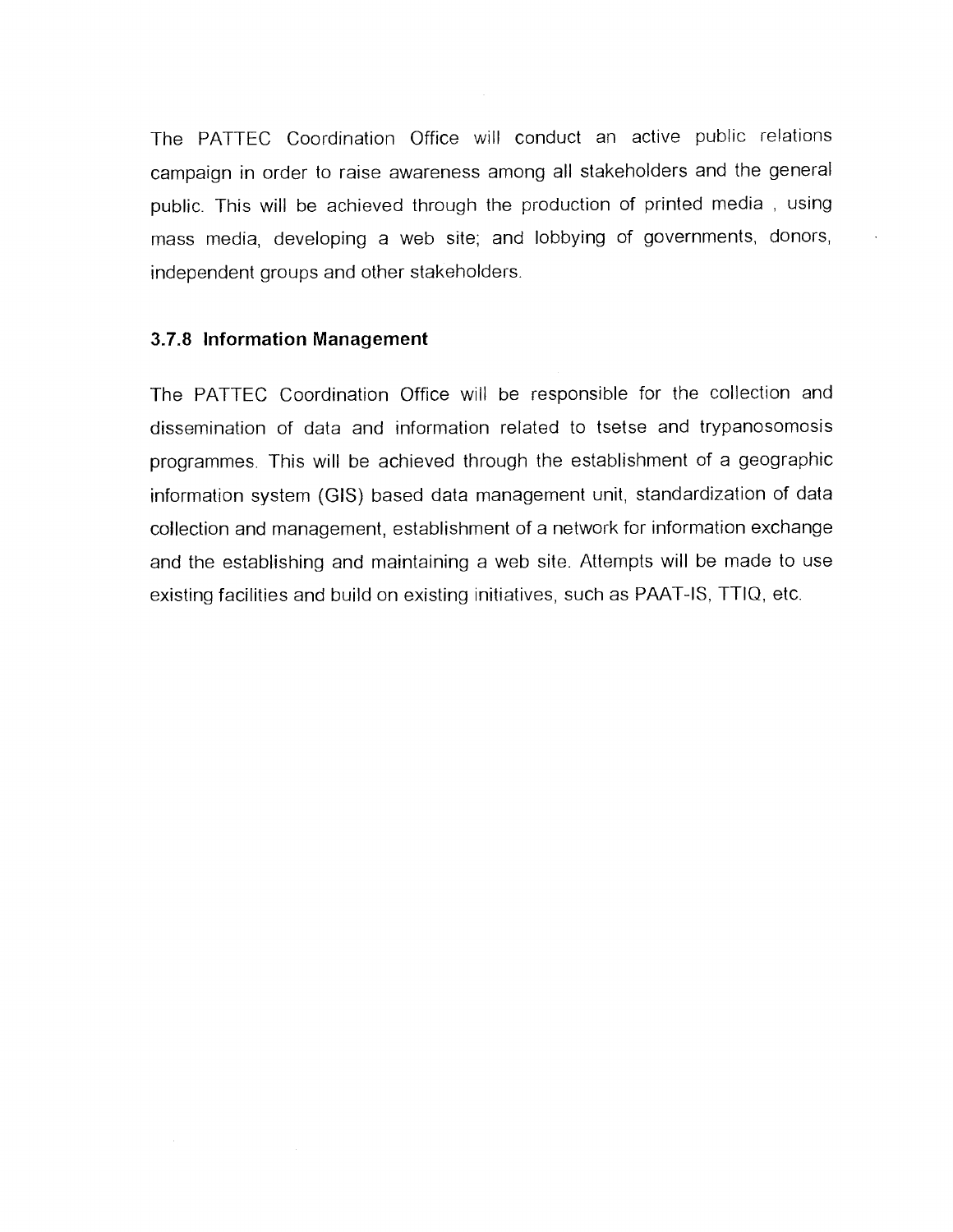The PATTEC Coordination Office will conduct an active public relations campaign in order to raise awareness among all stakeholders and the general public. This will be achieved through the production of printed media , using mass media, developing a web site; and lobbying of governments, donors, independent groups and other stakeholders.

### 3.7.8 Information Management

The PATTEC Coordination Office will be responsible for the collection and dissemination of data and information related to tsetse and trypanosomosis programmes. This will be achieved through the establishment of a geographic information system (GIS) based data management unit, standardization of data collection and management, establishment of a network for information exchange and the establishing and maintaining a web site. Attempts will be made to use existing facilities and build on existing initiatives, such as PAAT-IS, TTIQ, etc.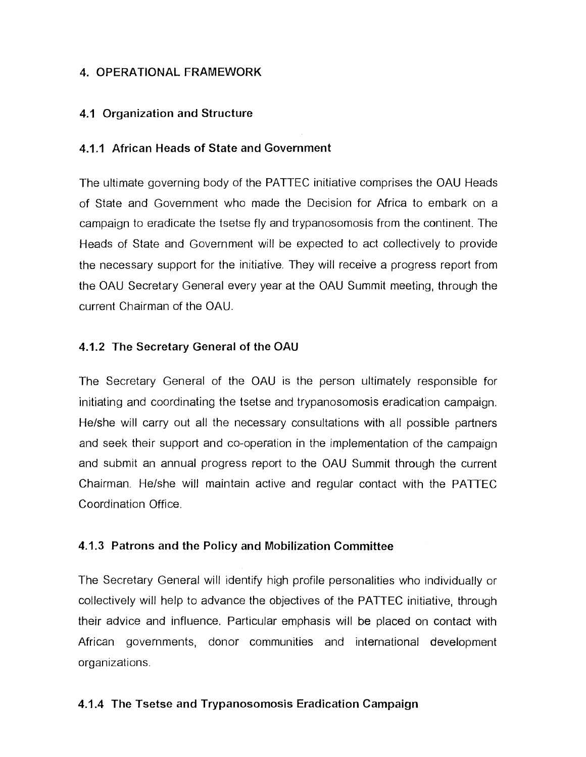## 4. OPERATIONAL FRAMEWORK

### 4.1 Organization and Structure

#### 4.1.1 African Heads of State and Government

The ultimate governing body of the PATTEC initiative comprises the OAU Heads of State and Government who made the Decision for Africa to embark on a campaign to eradicate the tsetse fly and trypanosomosis from the continent. The Heads of State and Government will be expected to act collectively to provide the necessary support for the initiative. They will receive a progress report from the OAU Secretary General every year at the OAU Summit meeting, through the current Chairman of the OAU.

#### 4.1.2 The Secretary General of the OAU

The Secretary General of the OAU is the person ultimately responsible for initiating and coordinating the tsetse and trypanosomosis eradication campaign. He/she will carry out all the necessary consultations with all possible partners and seek their support and co-operation in the implementation of the campaign and submit an annual progress report to the OAU Summit through the current Chairman. He/she will maintain active and regular contact with the PATTEC Coordination Office.

#### 4.1.3 Patrons and the Policy and Mobilization Committee

The Secretary General will identify high profile personalities who individually or collectively will help to advance the objectives of the PATTEC initiative, through their advice and influence. Particular emphasis will be placed on contact with African governments, donor communities and international development organizations.

#### 4.1.4 The Tsetse and Trypanosomosis Eradication Campaign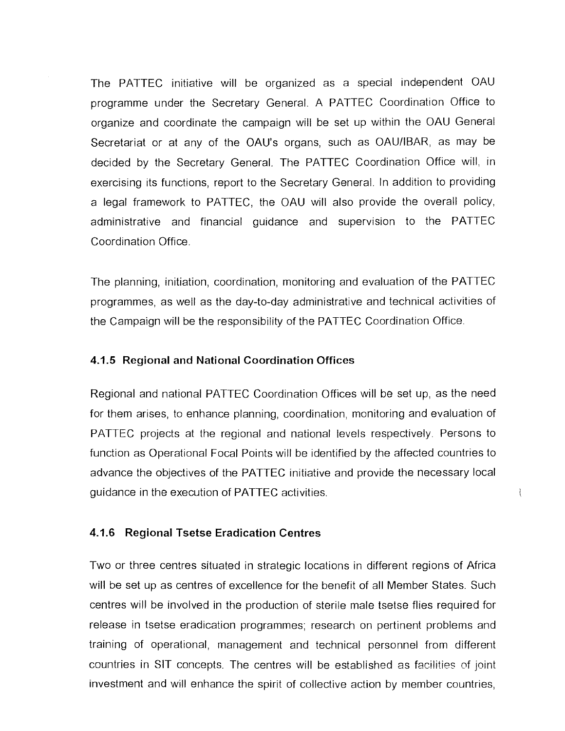The PATTEC initiative will be organized as a special independent OAU programme under the Secretary General. A PATTEC Coordination Office to organize and coordinate the campaign will be set up within the OAU General Secretariat or at any of the OAU's organs, such as OAU/IBAR, as may be decided by the Secretary General. The PATTEC Coordination Office will, in exercising its functions, report to the Secretary General. In addition to providing a legal framework to PATTEC, the OAU will also provide the overall policy, administrative and financial guidance and supervision to the PATTEC Coordination Office.

The planning, initiation, coordination, monitoring and evaluation of the PATTEC programmes, as well as the day-to-day administrative and technical activities of the Campaign will be the responsibility of the PATTEC Coordination Office.

#### 4.1.5 Regional and National Coordination Offices

Regional and national PATTEC Coordination Offices will be set up, as the need for them arises, to enhance planning, coordination, monitoring and evaluation of PATTEC projects at the regional and national levels respectively. Persons to function as Operational Focal Points will be identified by the affected countries to advance the objectives of the PATTEC initiative and provide the necessary local guidance in the execution of PATTEC activities.

#### 4.1.6 Regional Tsetse Eradication Centres

Two or three centres situated in strategic locations in different regions of Africa will be set up as centres of excellence for the benefit of all Member States. Such centres will be involved in the production of sterile male tsetse flies required for release in tsetse eradication programmes; research on pertinent problems and training of operational, management and technical personnel from different countries in SIT concepts. The centres will be established as facilities of joint investment and will enhance the spirit of collective action by member countries,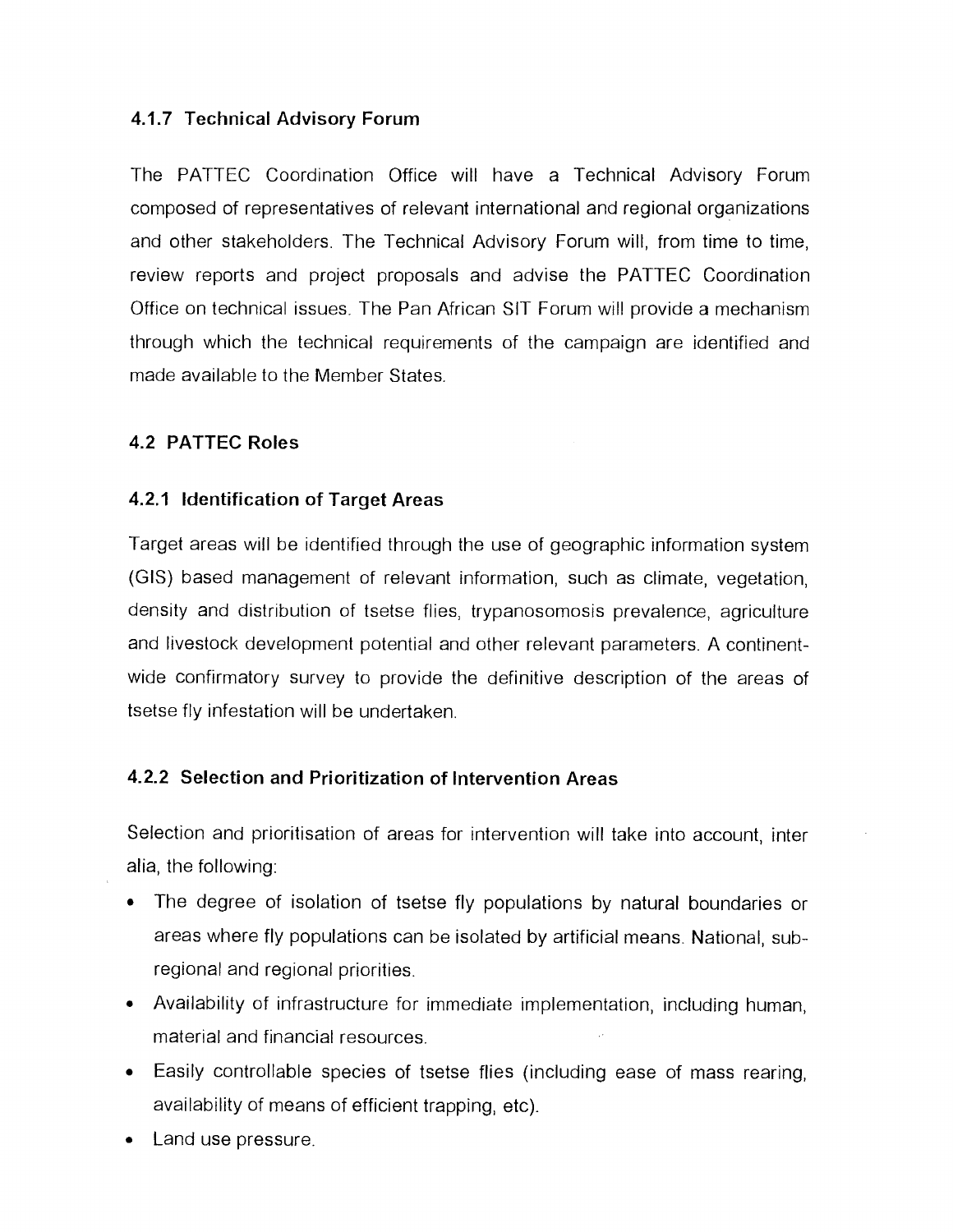### 4.1.7 Technical Advisory Forum

The PATTEC Coordination Office will have a Technical Advisory Forum composed of representatives of relevant international and regional organizations and other stakeholders. The Technical Advisory Forum will, from time to time, review reports and project proposals and advise the PATTEC Coordination Office on technical issues. The Pan African SIT Forum will provide a mechanism through which the technical requirements of the campaign are identified and made available to the Member States.

## 4.2 PATTEC Roles

### 4.2.1 Identification of Target Areas

Target areas will be identified through the use of geographic information system (GIS) based management of relevant information, such as climate, vegetation, density and distribution of tsetse flies, trypanosomosis prevalence, agriculture and livestock development potential and other relevant parameters. A continent-wide confirmatory survey to provide the definitive description of the areas of tsetse fly infestation will be undertaken.

### 4.2.2 Selection and Prioritization of Intervention Areas

Selection and prioritisation of areas for intervention will take into account, inter alia, the following:

- The degree of isolation of tsetse fly populations by natural boundaries or areas where fly populations can be isolated by artificial means. National, sub-regional and regional priorities.
- Availability of infrastructure for immediate implementation, including human, material and financial resources.
- Easily controllable species of tsetse flies (including ease of mass rearing, availability of means of efficient trapping, etc).
- Land use pressure.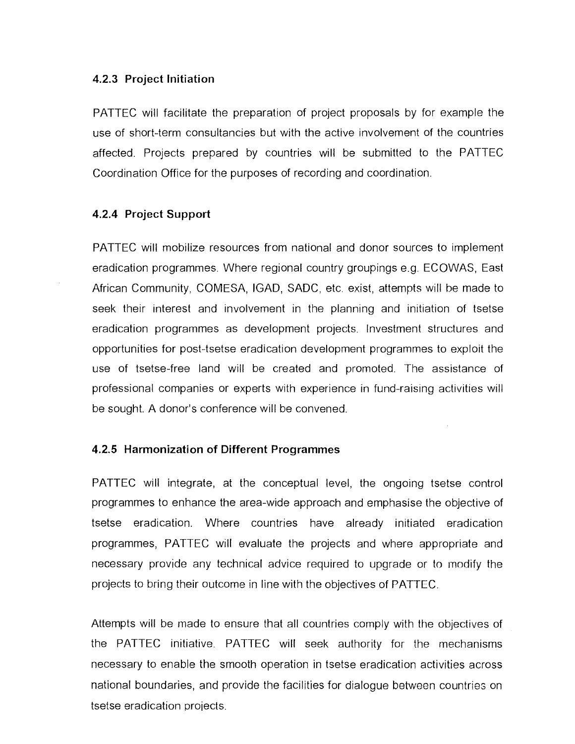#### 4.2.3 Project Initiation

PATTEC will facilitate the preparation of project proposals by for example the use of short-term consultancies but with the active involvement of the countries affected. Projects prepared by countries will be submitted to the PATTEC Coordination Office for the purposes of recording and coordination.

#### 4.2.4 Project Support

PATTEC will mobilize resources from national and donor sources to implement eradication programmes. Where regional country groupings e.g. ECOWAS, East African Community, COMESA, IGAD, SADC, etc. exist, attempts will be made to seek their interest and involvement in the planning and initiation of tsetse eradication programmes as development projects. Investment structures and opportunities for post-tsetse eradication development programmes to exploit the use of tsetse-free land will be created and promoted. The assistance of professional companies or experts with experience in fund-raising activities will be sought. A donor's conference will be convened.

#### 4.2.5 Harmonization of Different Programmes

PATTEC will integrate, at the conceptual level, the ongoing tsetse control programmes to enhance the area-wide approach and emphasise the objective of tsetse eradication. Where countries have already initiated eradication programmes, PATTEC will evaluate the projects and where appropriate and necessary provide any technical advice required to upgrade or to modify the projects to bring their outcome in line with the objectives of PATTEC.

Attempts will be made to ensure that all countries comply with the objectives of the PATTEC initiative. PATTEC will seek authority for the mechanisms necessary to enable the smooth operation in tsetse eradication activities across national boundaries, and provide the facilities for dialogue between countries on tsetse eradication projects.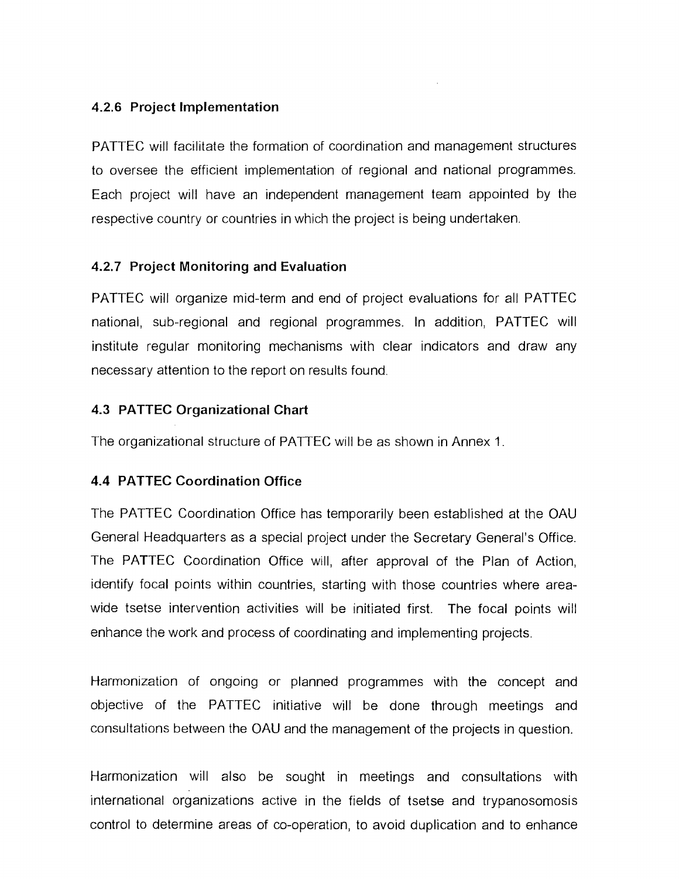#### 4.2.6 Project Implementation

PATTEC will facilitate the formation of coordination and management structures to oversee the efficient implementation of regional and national programmes. Each project will have an independent management team appointed by the respective country or countries in which the project is being undertaken.

#### 4.2.7 Project Monitoring and Evaluation

PATTEC will organize mid-term and end of project evaluations for all PATTEC national, sub-regional and regional programmes. In addition, PATTEC will institute regular monitoring mechanisms with clear indicators and draw any necessary attention to the report on results found.

### 4.3 PATTEC Organizational Chart

The organizational structure of PATTEC will be as shown in Annex 1.

### 4.4 PATTEC Coordination Office

The PATTEC Coordination Office has temporarily been established at the OAU General Headquarters as a special project under the Secretary General's Office. The PATTEC Coordination Office will, after approval of the Plan of Action, identify focal points within countries, starting with those countries where area-wide tsetse intervention activities will be initiated first. The focal points will enhance the work and process of coordinating and implementing projects.

Harmonization of ongoing or planned programmes with the concept and objective of the PATTEC initiative will be done through meetings and consultations between the OAU and the management of the projects in question.

Harmonization will also be sought in meetings and consultations with international organizations active in the fields of tsetse and trypanosomosis control to determine areas of co-operation, to avoid duplication and to enhance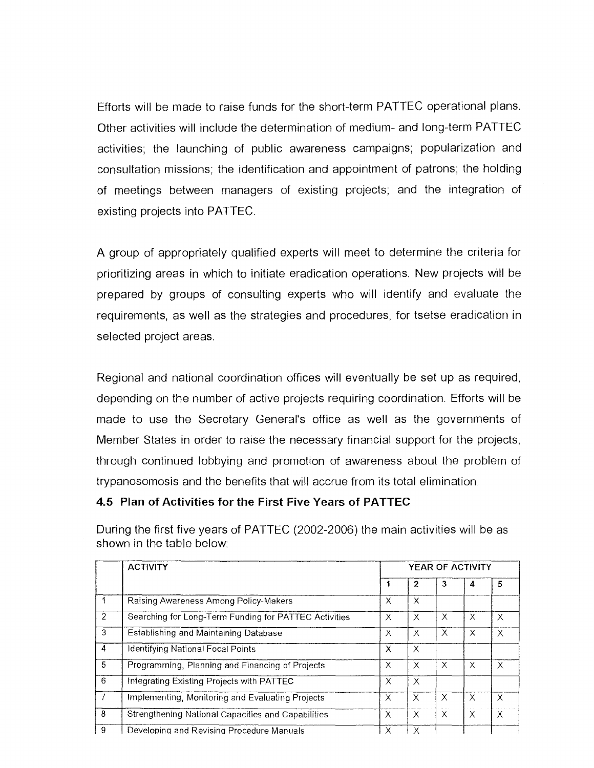Efforts will be made to raise funds for the short-term PATTEC operational plans. Other activities will include the determination of medium- and long-term PATTEC activities; the launching of public awareness campaigns; popularization and consultation missions; the identification and appointment of patrons; the holding of meetings between managers of existing projects; and the integration of existing projects into PATTEC.

A group of appropriately qualified experts will meet to determine the criteria for prioritizing areas in which to initiate eradication operations. New projects will be prepared by groups of consulting experts who will identify and evaluate the requirements, as well as the strategies and procedures, for tsetse eradication in selected project areas.

Regional and national coordination offices will eventually be set up as required, depending on the number of active projects requiring coordination. Efforts will be made to use the Secretary General's office as well as the governments of Member States in order to raise the necessary financial support for the projects, through continued lobbying and promotion of awareness about the problem of trypanosomosis and the benefits that will accrue from its total elimination.

### 4.5 Plan of Activities for the First Five Years of PATTEC

During the first five years of PATTEC (2002-2006) the main activities will be as shown in the table below:

| | ACTIVITY | YEAR OF ACTIVITY | | | | |
|---|---|---|---|---|---|---|
| | | 1 | 2 | 3 | 4 | 5 |
| 1 | Raising Awareness Among Policy-Makers | X | X | | | |
| 2 | Searching for Long-Term Funding for PATTEC Activities | X | X | X | X | X |
| 3 | Establishing and Maintaining Database | X | X | X | X | X |
| 4 | Identifying National Focal Points | X | X | | | |
| 5 | Programming, Planning and Financing of Projects | X | X | X | X | X |
| 6 | Integrating Existing Projects with PATTEC | X | X | | | |
| 7 | Implementing, Monitoring and Evaluating Projects | X | X | X | X | X |
| 8 | Strengthening National Capacities and Capabilities | X | X | X | X | X |
| 9 | Developing and Revising Procedure Manuals | X | X | | | |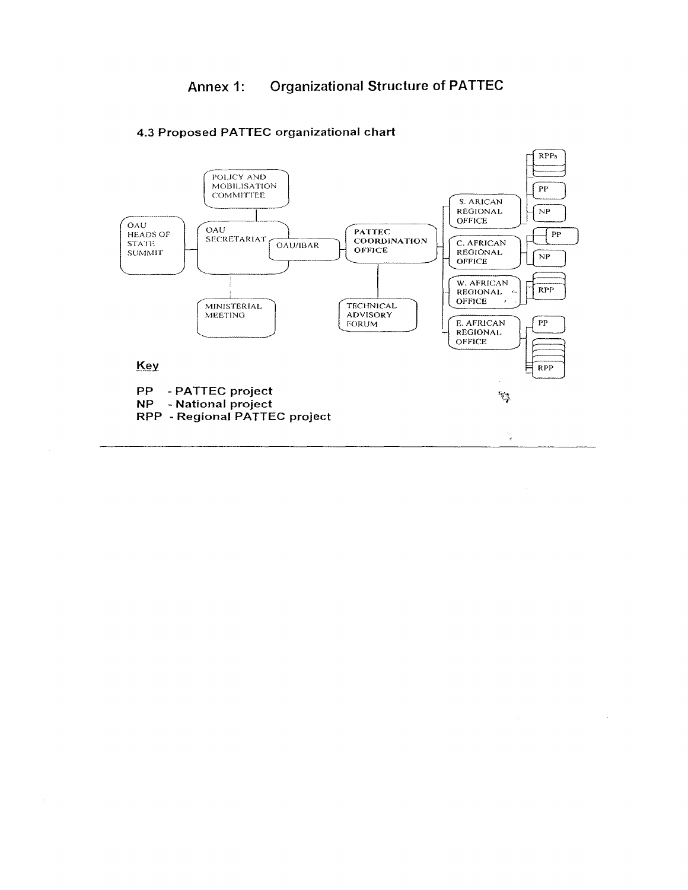# Annex 1: Organizational Structure of PATTEC

### 4.3 Proposed PATTEC organizational chart

POLICY AND MOBILISATION COMMITTEE

OAU HEADS OF STATE SUMMIT

OAU SECRETARIAT

OAU/IBAR

PATTEC COORDINATION OFFICE

MINISTERIAL MEETING

TECHNICAL ADVISORY FORUM

S. ARICAN REGIONAL OFFICE

RPPs

PP

NP

C. AFRICAN REGIONAL OFFICE

PP

NP

W. AFRICAN REGIONAL OFFICE

RPP

E. AFRICAN REGIONAL OFFICE

PP

RPP

**Key**

**PP - PATTEC project**
**NP - National project**
**RPP - Regional PATTEC project**